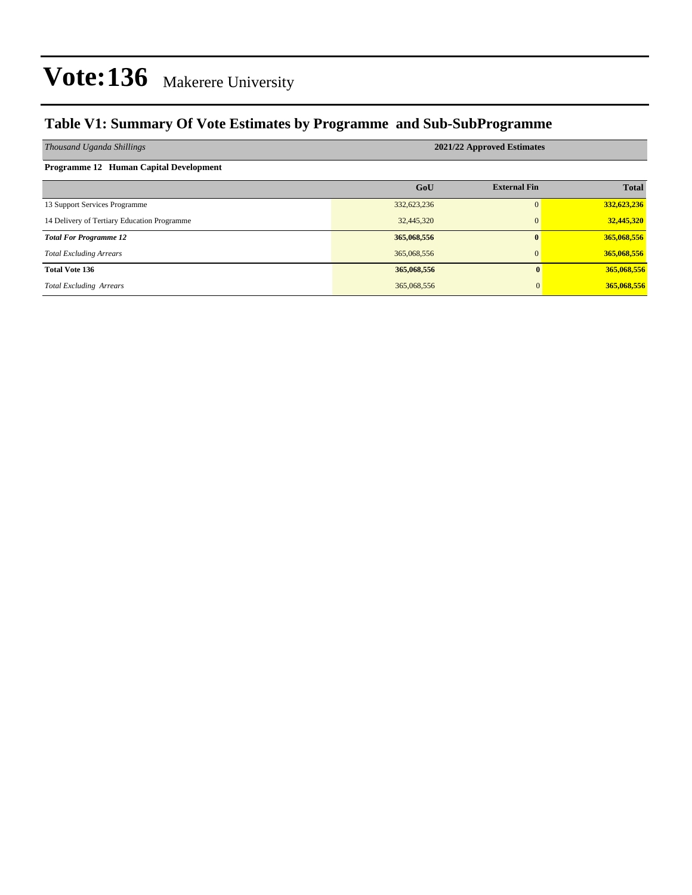# Vote:136 Makerere University

## Table V1: Summary Of Vote Estimates by Programme and Sub-SubProgramme

| *Thousand Uganda Shillings* | 2021/22 Approved Estimates | | |
|---|---|---|---|
| **Programme 12 Human Capital Development** | | | |
| | **GoU** | **External Fin** | **Total** |
| 13 Support Services Programme | 332,623,236 | 0 | **332,623,236** |
| 14 Delivery of Tertiary Education Programme | 32,445,320 | 0 | **32,445,320** |
| ***Total For Programme 12*** | **365,068,556** | **0** | **365,068,556** |
| *Total Excluding Arrears* | 365,068,556 | 0 | **365,068,556** |
| **Total Vote 136** | **365,068,556** | **0** | **365,068,556** |
| *Total Excluding Arrears* | 365,068,556 | 0 | **365,068,556** |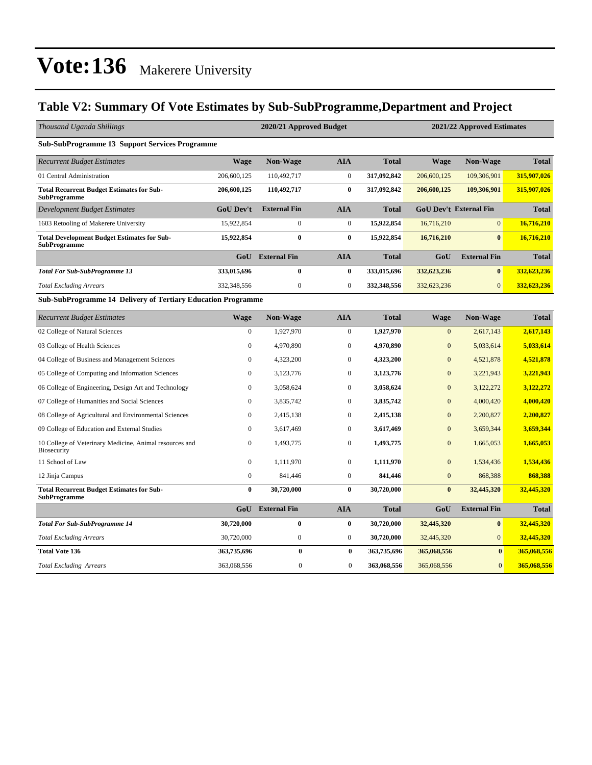# Vote:136 Makerere University

## Table V2: Summary Of Vote Estimates by Sub-SubProgramme,Department and Project

| *Thousand Uganda Shillings* | 2020/21 Approved Budget | | | | 2021/22 Approved Estimates | | |
|---|---|---|---|---|---|---|---|
| **Sub-SubProgramme 13 Support Services Programme** | | | | | | | |
| *Recurrent Budget Estimates* | **Wage** | **Non-Wage** | **AIA** | **Total** | **Wage** | **Non-Wage** | **Total** |
| 01 Central Administration | 206,600,125 | 110,492,717 | 0 | **317,092,842** | 206,600,125 | 109,306,901 | **315,907,026** |
| **Total Recurrent Budget Estimates for Sub-SubProgramme** | **206,600,125** | **110,492,717** | **0** | **317,092,842** | **206,600,125** | **109,306,901** | **315,907,026** |
| *Development Budget Estimates* | **GoU Dev't** | **External Fin** | **AIA** | **Total** | **GoU Dev't** | **External Fin** | **Total** |
| 1603 Retooling of Makerere University | 15,922,854 | 0 | 0 | **15,922,854** | 16,716,210 | 0 | **16,716,210** |
| **Total Development Budget Estimates for Sub-SubProgramme** | **15,922,854** | **0** | **0** | **15,922,854** | **16,716,210** | **0** | **16,716,210** |
| | **GoU** | **External Fin** | **AIA** | **Total** | **GoU** | **External Fin** | **Total** |
| ***Total For Sub-SubProgramme 13*** | **333,015,696** | **0** | **0** | **333,015,696** | **332,623,236** | **0** | **332,623,236** |
| *Total Excluding Arrears* | 332,348,556 | 0 | 0 | **332,348,556** | 332,623,236 | 0 | **332,623,236** |
| **Sub-SubProgramme 14 Delivery of Tertiary Education Programme** | | | | | | | |
| *Recurrent Budget Estimates* | **Wage** | **Non-Wage** | **AIA** | **Total** | **Wage** | **Non-Wage** | **Total** |
| 02 College of Natural Sciences | 0 | 1,927,970 | 0 | **1,927,970** | 0 | 2,617,143 | **2,617,143** |
| 03 College of Health Sciences | 0 | 4,970,890 | 0 | **4,970,890** | 0 | 5,033,614 | **5,033,614** |
| 04 College of Business and Management Sciences | 0 | 4,323,200 | 0 | **4,323,200** | 0 | 4,521,878 | **4,521,878** |
| 05 College of Computing and Information Sciences | 0 | 3,123,776 | 0 | **3,123,776** | 0 | 3,221,943 | **3,221,943** |
| 06 College of Engineering, Design Art and Technology | 0 | 3,058,624 | 0 | **3,058,624** | 0 | 3,122,272 | **3,122,272** |
| 07 College of Humanities and Social Sciences | 0 | 3,835,742 | 0 | **3,835,742** | 0 | 4,000,420 | **4,000,420** |
| 08 College of Agricultural and Environmental Sciences | 0 | 2,415,138 | 0 | **2,415,138** | 0 | 2,200,827 | **2,200,827** |
| 09 College of Education and External Studies | 0 | 3,617,469 | 0 | **3,617,469** | 0 | 3,659,344 | **3,659,344** |
| 10 College of Veterinary Medicine, Animal resources and Biosecurity | 0 | 1,493,775 | 0 | **1,493,775** | 0 | 1,665,053 | **1,665,053** |
| 11 School of Law | 0 | 1,111,970 | 0 | **1,111,970** | 0 | 1,534,436 | **1,534,436** |
| 12 Jinja Campus | 0 | 841,446 | 0 | **841,446** | 0 | 868,388 | **868,388** |
| **Total Recurrent Budget Estimates for Sub-SubProgramme** | **0** | **30,720,000** | **0** | **30,720,000** | **0** | **32,445,320** | **32,445,320** |
| | **GoU** | **External Fin** | **AIA** | **Total** | **GoU** | **External Fin** | **Total** |
| ***Total For Sub-SubProgramme 14*** | **30,720,000** | **0** | **0** | **30,720,000** | **32,445,320** | **0** | **32,445,320** |
| *Total Excluding Arrears* | 30,720,000 | 0 | 0 | **30,720,000** | 32,445,320 | 0 | **32,445,320** |
| **Total Vote 136** | **363,735,696** | **0** | **0** | **363,735,696** | **365,068,556** | **0** | **365,068,556** |
| *Total Excluding Arrears* | 363,068,556 | 0 | 0 | **363,068,556** | 365,068,556 | 0 | **365,068,556** |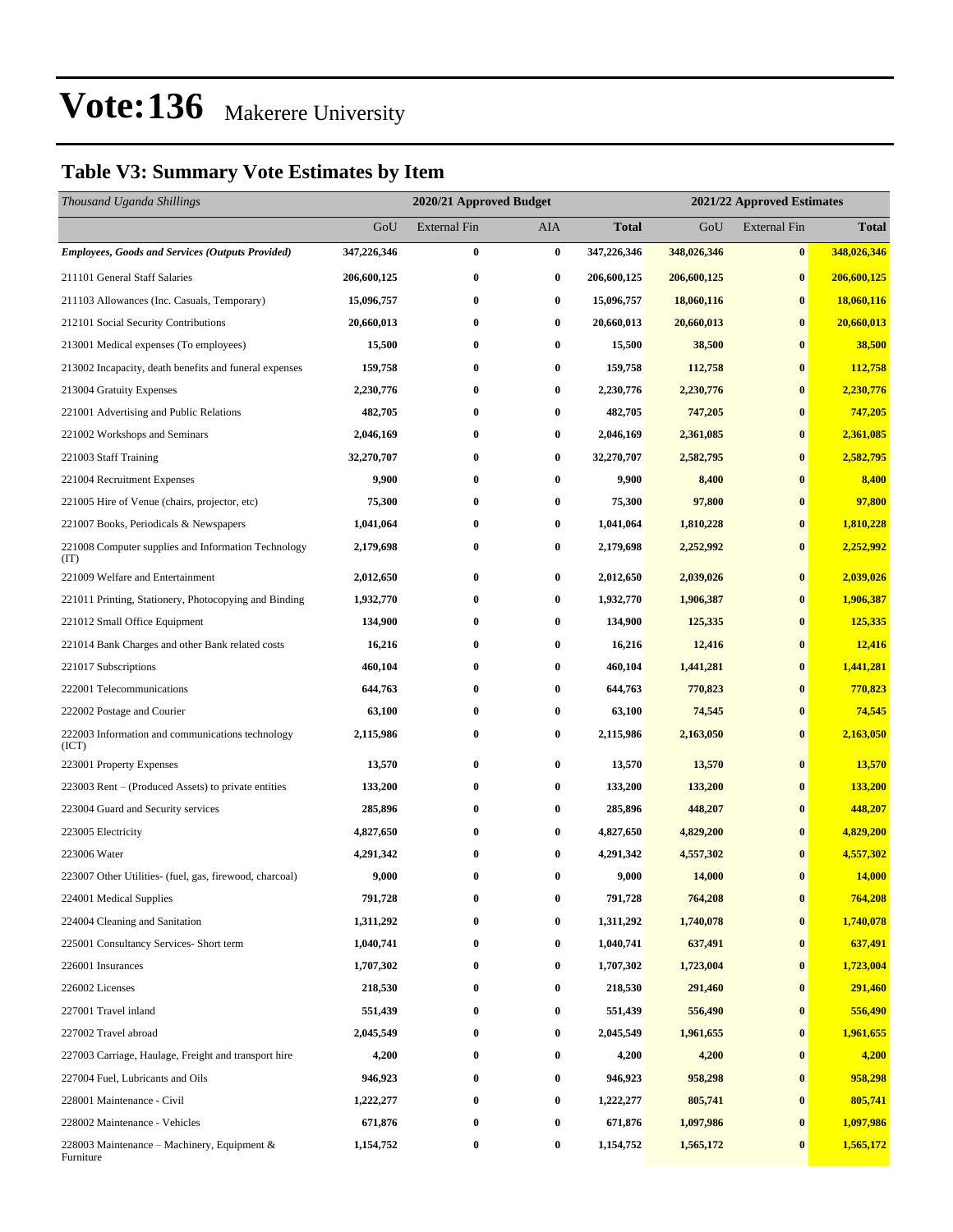# Vote:136 Makerere University

## Table V3: Summary Vote Estimates by Item

| *Thousand Uganda Shillings* | 2020/21 Approved Budget | | | | 2021/22 Approved Estimates | | |
|---|---|---|---|---|---|---|---|
| | GoU | External Fin | AIA | **Total** | GoU | External Fin | **Total** |
| ***Employees, Goods and Services (Outputs Provided)*** | **347,226,346** | **0** | **0** | **347,226,346** | **348,026,346** | **0** | **348,026,346** |
| 211101 General Staff Salaries | **206,600,125** | **0** | **0** | **206,600,125** | **206,600,125** | **0** | **206,600,125** |
| 211103 Allowances (Inc. Casuals, Temporary) | **15,096,757** | **0** | **0** | **15,096,757** | **18,060,116** | **0** | **18,060,116** |
| 212101 Social Security Contributions | **20,660,013** | **0** | **0** | **20,660,013** | **20,660,013** | **0** | **20,660,013** |
| 213001 Medical expenses (To employees) | **15,500** | **0** | **0** | **15,500** | **38,500** | **0** | **38,500** |
| 213002 Incapacity, death benefits and funeral expenses | **159,758** | **0** | **0** | **159,758** | **112,758** | **0** | **112,758** |
| 213004 Gratuity Expenses | **2,230,776** | **0** | **0** | **2,230,776** | **2,230,776** | **0** | **2,230,776** |
| 221001 Advertising and Public Relations | **482,705** | **0** | **0** | **482,705** | **747,205** | **0** | **747,205** |
| 221002 Workshops and Seminars | **2,046,169** | **0** | **0** | **2,046,169** | **2,361,085** | **0** | **2,361,085** |
| 221003 Staff Training | **32,270,707** | **0** | **0** | **32,270,707** | **2,582,795** | **0** | **2,582,795** |
| 221004 Recruitment Expenses | **9,900** | **0** | **0** | **9,900** | **8,400** | **0** | **8,400** |
| 221005 Hire of Venue (chairs, projector, etc) | **75,300** | **0** | **0** | **75,300** | **97,800** | **0** | **97,800** |
| 221007 Books, Periodicals & Newspapers | **1,041,064** | **0** | **0** | **1,041,064** | **1,810,228** | **0** | **1,810,228** |
| 221008 Computer supplies and Information Technology (IT) | **2,179,698** | **0** | **0** | **2,179,698** | **2,252,992** | **0** | **2,252,992** |
| 221009 Welfare and Entertainment | **2,012,650** | **0** | **0** | **2,012,650** | **2,039,026** | **0** | **2,039,026** |
| 221011 Printing, Stationery, Photocopying and Binding | **1,932,770** | **0** | **0** | **1,932,770** | **1,906,387** | **0** | **1,906,387** |
| 221012 Small Office Equipment | **134,900** | **0** | **0** | **134,900** | **125,335** | **0** | **125,335** |
| 221014 Bank Charges and other Bank related costs | **16,216** | **0** | **0** | **16,216** | **12,416** | **0** | **12,416** |
| 221017 Subscriptions | **460,104** | **0** | **0** | **460,104** | **1,441,281** | **0** | **1,441,281** |
| 222001 Telecommunications | **644,763** | **0** | **0** | **644,763** | **770,823** | **0** | **770,823** |
| 222002 Postage and Courier | **63,100** | **0** | **0** | **63,100** | **74,545** | **0** | **74,545** |
| 222003 Information and communications technology (ICT) | **2,115,986** | **0** | **0** | **2,115,986** | **2,163,050** | **0** | **2,163,050** |
| 223001 Property Expenses | **13,570** | **0** | **0** | **13,570** | **13,570** | **0** | **13,570** |
| 223003 Rent – (Produced Assets) to private entities | **133,200** | **0** | **0** | **133,200** | **133,200** | **0** | **133,200** |
| 223004 Guard and Security services | **285,896** | **0** | **0** | **285,896** | **448,207** | **0** | **448,207** |
| 223005 Electricity | **4,827,650** | **0** | **0** | **4,827,650** | **4,829,200** | **0** | **4,829,200** |
| 223006 Water | **4,291,342** | **0** | **0** | **4,291,342** | **4,557,302** | **0** | **4,557,302** |
| 223007 Other Utilities- (fuel, gas, firewood, charcoal) | **9,000** | **0** | **0** | **9,000** | **14,000** | **0** | **14,000** |
| 224001 Medical Supplies | **791,728** | **0** | **0** | **791,728** | **764,208** | **0** | **764,208** |
| 224004 Cleaning and Sanitation | **1,311,292** | **0** | **0** | **1,311,292** | **1,740,078** | **0** | **1,740,078** |
| 225001 Consultancy Services- Short term | **1,040,741** | **0** | **0** | **1,040,741** | **637,491** | **0** | **637,491** |
| 226001 Insurances | **1,707,302** | **0** | **0** | **1,707,302** | **1,723,004** | **0** | **1,723,004** |
| 226002 Licenses | **218,530** | **0** | **0** | **218,530** | **291,460** | **0** | **291,460** |
| 227001 Travel inland | **551,439** | **0** | **0** | **551,439** | **556,490** | **0** | **556,490** |
| 227002 Travel abroad | **2,045,549** | **0** | **0** | **2,045,549** | **1,961,655** | **0** | **1,961,655** |
| 227003 Carriage, Haulage, Freight and transport hire | **4,200** | **0** | **0** | **4,200** | **4,200** | **0** | **4,200** |
| 227004 Fuel, Lubricants and Oils | **946,923** | **0** | **0** | **946,923** | **958,298** | **0** | **958,298** |
| 228001 Maintenance - Civil | **1,222,277** | **0** | **0** | **1,222,277** | **805,741** | **0** | **805,741** |
| 228002 Maintenance - Vehicles | **671,876** | **0** | **0** | **671,876** | **1,097,986** | **0** | **1,097,986** |
| 228003 Maintenance – Machinery, Equipment & Furniture | **1,154,752** | **0** | **0** | **1,154,752** | **1,565,172** | **0** | **1,565,172** |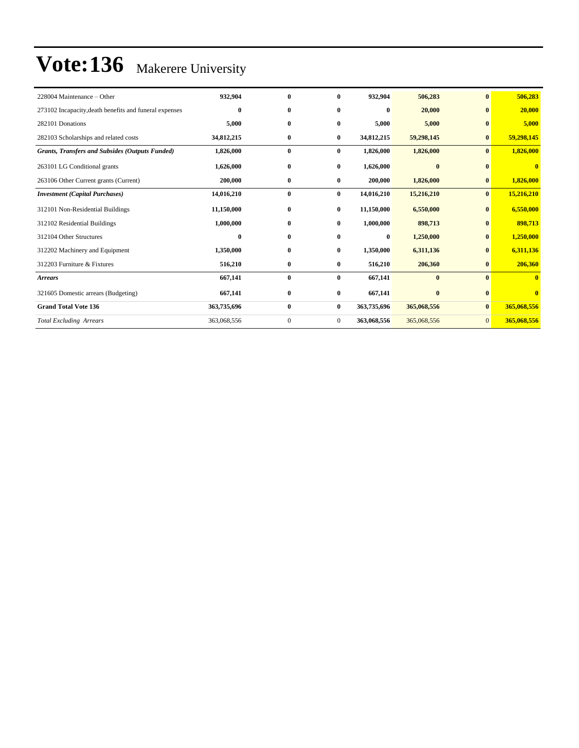# Vote:136 Makerere University

| | | | | | | | |
|---|---|---|---|---|---|---|---|
| 228004 Maintenance – Other | **932,904** | **0** | **0** | **932,904** | **506,283** | **0** | **506,283** |
| 273102 Incapacity,death benefits and funeral expenses | **0** | **0** | **0** | **0** | **20,000** | **0** | **20,000** |
| 282101 Donations | **5,000** | **0** | **0** | **5,000** | **5,000** | **0** | **5,000** |
| 282103 Scholarships and related costs | **34,812,215** | **0** | **0** | **34,812,215** | **59,298,145** | **0** | **59,298,145** |
| ***Grants, Transfers and Subsides (Outputs Funded)*** | **1,826,000** | **0** | **0** | **1,826,000** | **1,826,000** | **0** | **1,826,000** |
| 263101 LG Conditional grants | **1,626,000** | **0** | **0** | **1,626,000** | **0** | **0** | **0** |
| 263106 Other Current grants (Current) | **200,000** | **0** | **0** | **200,000** | **1,826,000** | **0** | **1,826,000** |
| ***Investment (Capital Purchases)*** | **14,016,210** | **0** | **0** | **14,016,210** | **15,216,210** | **0** | **15,216,210** |
| 312101 Non-Residential Buildings | **11,150,000** | **0** | **0** | **11,150,000** | **6,550,000** | **0** | **6,550,000** |
| 312102 Residential Buildings | **1,000,000** | **0** | **0** | **1,000,000** | **898,713** | **0** | **898,713** |
| 312104 Other Structures | **0** | **0** | **0** | **0** | **1,250,000** | **0** | **1,250,000** |
| 312202 Machinery and Equipment | **1,350,000** | **0** | **0** | **1,350,000** | **6,311,136** | **0** | **6,311,136** |
| 312203 Furniture & Fixtures | **516,210** | **0** | **0** | **516,210** | **206,360** | **0** | **206,360** |
| ***Arrears*** | **667,141** | **0** | **0** | **667,141** | **0** | **0** | **0** |
| 321605 Domestic arrears (Budgeting) | **667,141** | **0** | **0** | **667,141** | **0** | **0** | **0** |
| **Grand Total Vote 136** | **363,735,696** | **0** | **0** | **363,735,696** | **365,068,556** | **0** | **365,068,556** |
| *Total Excluding Arrears* | 363,068,556 | 0 | 0 | **363,068,556** | 365,068,556 | 0 | **365,068,556** |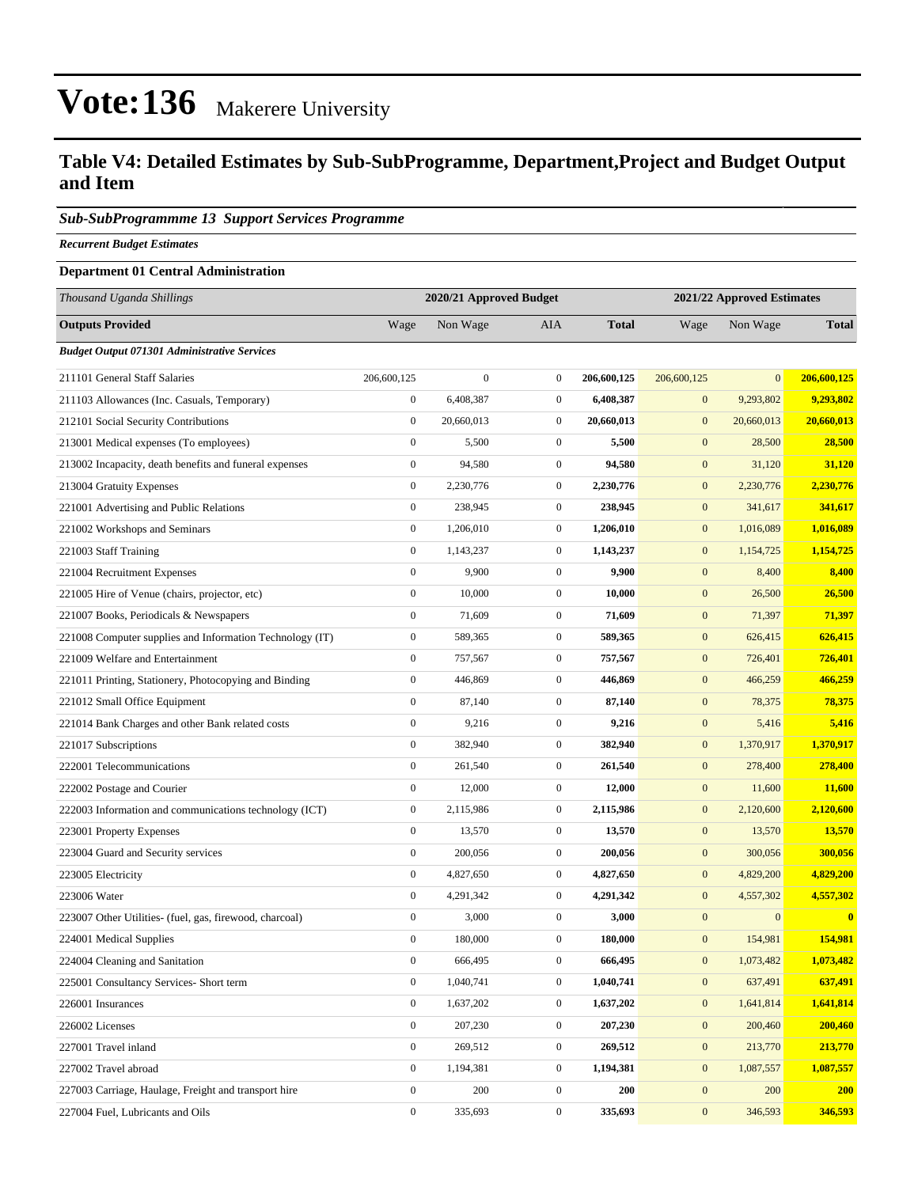# Vote:136 Makerere University

## Table V4: Detailed Estimates by Sub-SubProgramme, Department,Project and Budget Output and Item

### *Sub-SubProgrammme 13 Support Services Programme*

***Recurrent Budget Estimates***

**Department 01 Central Administration**

| *Thousand Uganda Shillings* | 2020/21 Approved Budget | | | | 2021/22 Approved Estimates | | |
|---|---|---|---|---|---|---|---|
| **Outputs Provided** | Wage | Non Wage | AIA | **Total** | Wage | Non Wage | **Total** |
| ***Budget Output 071301 Administrative Services*** | | | | | | | |
| 211101 General Staff Salaries | 206,600,125 | 0 | 0 | **206,600,125** | 206,600,125 | 0 | **206,600,125** |
| 211103 Allowances (Inc. Casuals, Temporary) | 0 | 6,408,387 | 0 | **6,408,387** | 0 | 9,293,802 | **9,293,802** |
| 212101 Social Security Contributions | 0 | 20,660,013 | 0 | **20,660,013** | 0 | 20,660,013 | **20,660,013** |
| 213001 Medical expenses (To employees) | 0 | 5,500 | 0 | **5,500** | 0 | 28,500 | **28,500** |
| 213002 Incapacity, death benefits and funeral expenses | 0 | 94,580 | 0 | **94,580** | 0 | 31,120 | **31,120** |
| 213004 Gratuity Expenses | 0 | 2,230,776 | 0 | **2,230,776** | 0 | 2,230,776 | **2,230,776** |
| 221001 Advertising and Public Relations | 0 | 238,945 | 0 | **238,945** | 0 | 341,617 | **341,617** |
| 221002 Workshops and Seminars | 0 | 1,206,010 | 0 | **1,206,010** | 0 | 1,016,089 | **1,016,089** |
| 221003 Staff Training | 0 | 1,143,237 | 0 | **1,143,237** | 0 | 1,154,725 | **1,154,725** |
| 221004 Recruitment Expenses | 0 | 9,900 | 0 | **9,900** | 0 | 8,400 | **8,400** |
| 221005 Hire of Venue (chairs, projector, etc) | 0 | 10,000 | 0 | **10,000** | 0 | 26,500 | **26,500** |
| 221007 Books, Periodicals & Newspapers | 0 | 71,609 | 0 | **71,609** | 0 | 71,397 | **71,397** |
| 221008 Computer supplies and Information Technology (IT) | 0 | 589,365 | 0 | **589,365** | 0 | 626,415 | **626,415** |
| 221009 Welfare and Entertainment | 0 | 757,567 | 0 | **757,567** | 0 | 726,401 | **726,401** |
| 221011 Printing, Stationery, Photocopying and Binding | 0 | 446,869 | 0 | **446,869** | 0 | 466,259 | **466,259** |
| 221012 Small Office Equipment | 0 | 87,140 | 0 | **87,140** | 0 | 78,375 | **78,375** |
| 221014 Bank Charges and other Bank related costs | 0 | 9,216 | 0 | **9,216** | 0 | 5,416 | **5,416** |
| 221017 Subscriptions | 0 | 382,940 | 0 | **382,940** | 0 | 1,370,917 | **1,370,917** |
| 222001 Telecommunications | 0 | 261,540 | 0 | **261,540** | 0 | 278,400 | **278,400** |
| 222002 Postage and Courier | 0 | 12,000 | 0 | **12,000** | 0 | 11,600 | **11,600** |
| 222003 Information and communications technology (ICT) | 0 | 2,115,986 | 0 | **2,115,986** | 0 | 2,120,600 | **2,120,600** |
| 223001 Property Expenses | 0 | 13,570 | 0 | **13,570** | 0 | 13,570 | **13,570** |
| 223004 Guard and Security services | 0 | 200,056 | 0 | **200,056** | 0 | 300,056 | **300,056** |
| 223005 Electricity | 0 | 4,827,650 | 0 | **4,827,650** | 0 | 4,829,200 | **4,829,200** |
| 223006 Water | 0 | 4,291,342 | 0 | **4,291,342** | 0 | 4,557,302 | **4,557,302** |
| 223007 Other Utilities- (fuel, gas, firewood, charcoal) | 0 | 3,000 | 0 | **3,000** | 0 | 0 | **0** |
| 224001 Medical Supplies | 0 | 180,000 | 0 | **180,000** | 0 | 154,981 | **154,981** |
| 224004 Cleaning and Sanitation | 0 | 666,495 | 0 | **666,495** | 0 | 1,073,482 | **1,073,482** |
| 225001 Consultancy Services- Short term | 0 | 1,040,741 | 0 | **1,040,741** | 0 | 637,491 | **637,491** |
| 226001 Insurances | 0 | 1,637,202 | 0 | **1,637,202** | 0 | 1,641,814 | **1,641,814** |
| 226002 Licenses | 0 | 207,230 | 0 | **207,230** | 0 | 200,460 | **200,460** |
| 227001 Travel inland | 0 | 269,512 | 0 | **269,512** | 0 | 213,770 | **213,770** |
| 227002 Travel abroad | 0 | 1,194,381 | 0 | **1,194,381** | 0 | 1,087,557 | **1,087,557** |
| 227003 Carriage, Haulage, Freight and transport hire | 0 | 200 | 0 | **200** | 0 | 200 | **200** |
| 227004 Fuel, Lubricants and Oils | 0 | 335,693 | 0 | **335,693** | 0 | 346,593 | **346,593** |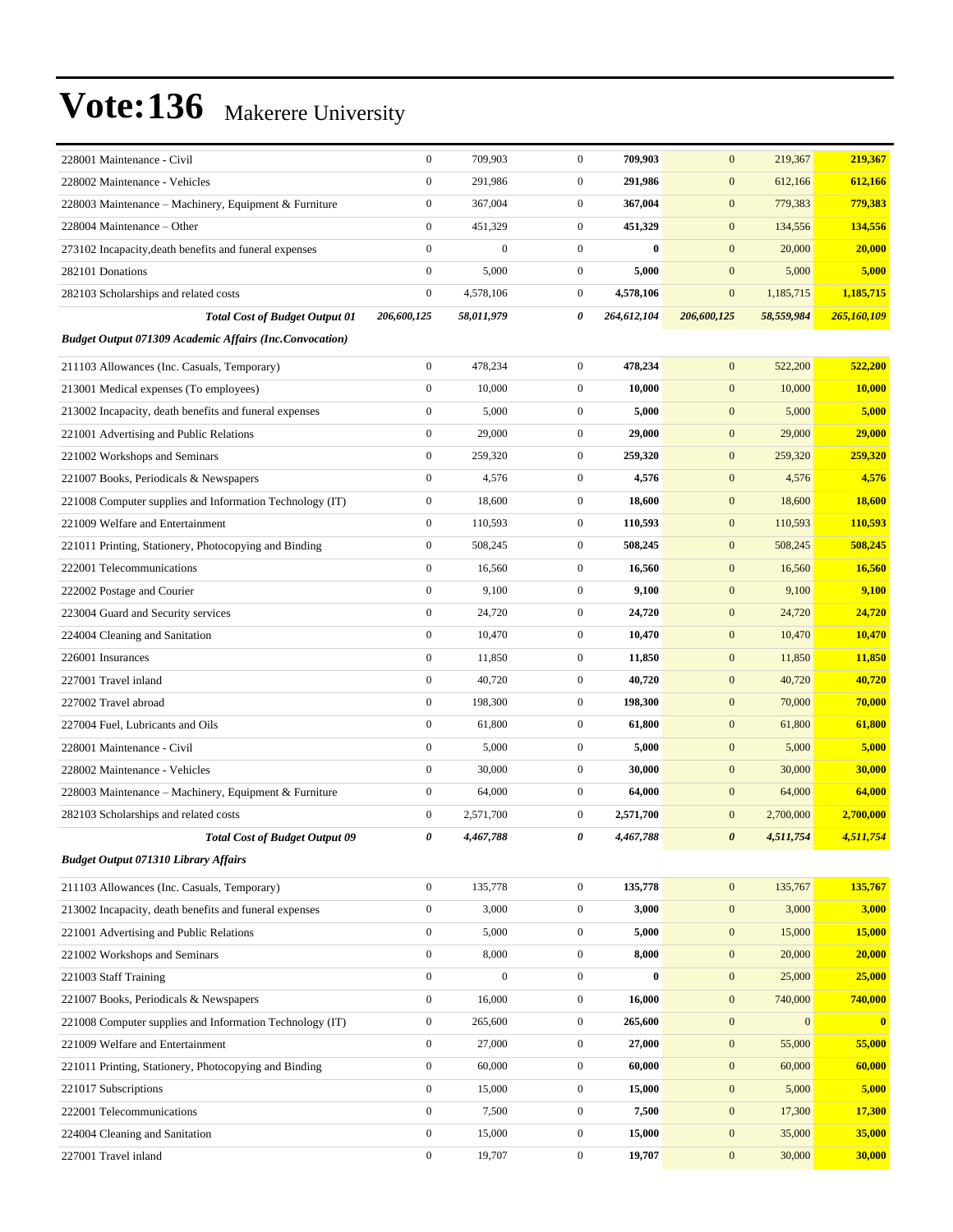# Vote:136 Makerere University

| | | | | | | | |
|---|---|---|---|---|---|---|---|
| 228001 Maintenance - Civil | 0 | 709,903 | 0 | **709,903** | 0 | 219,367 | **219,367** |
| 228002 Maintenance - Vehicles | 0 | 291,986 | 0 | **291,986** | 0 | 612,166 | **612,166** |
| 228003 Maintenance – Machinery, Equipment & Furniture | 0 | 367,004 | 0 | **367,004** | 0 | 779,383 | **779,383** |
| 228004 Maintenance – Other | 0 | 451,329 | 0 | **451,329** | 0 | 134,556 | **134,556** |
| 273102 Incapacity,death benefits and funeral expenses | 0 | 0 | 0 | **0** | 0 | 20,000 | **20,000** |
| 282101 Donations | 0 | 5,000 | 0 | **5,000** | 0 | 5,000 | **5,000** |
| 282103 Scholarships and related costs | 0 | 4,578,106 | 0 | **4,578,106** | 0 | 1,185,715 | **1,185,715** |
| ***Total Cost of Budget Output 01*** | ***206,600,125*** | ***58,011,979*** | ***0*** | ***264,612,104*** | ***206,600,125*** | ***58,559,984*** | ***265,160,109*** |
| ***Budget Output 071309 Academic Affairs (Inc.Convocation)*** | | | | | | | |
| 211103 Allowances (Inc. Casuals, Temporary) | 0 | 478,234 | 0 | **478,234** | 0 | 522,200 | **522,200** |
| 213001 Medical expenses (To employees) | 0 | 10,000 | 0 | **10,000** | 0 | 10,000 | **10,000** |
| 213002 Incapacity, death benefits and funeral expenses | 0 | 5,000 | 0 | **5,000** | 0 | 5,000 | **5,000** |
| 221001 Advertising and Public Relations | 0 | 29,000 | 0 | **29,000** | 0 | 29,000 | **29,000** |
| 221002 Workshops and Seminars | 0 | 259,320 | 0 | **259,320** | 0 | 259,320 | **259,320** |
| 221007 Books, Periodicals & Newspapers | 0 | 4,576 | 0 | **4,576** | 0 | 4,576 | **4,576** |
| 221008 Computer supplies and Information Technology (IT) | 0 | 18,600 | 0 | **18,600** | 0 | 18,600 | **18,600** |
| 221009 Welfare and Entertainment | 0 | 110,593 | 0 | **110,593** | 0 | 110,593 | **110,593** |
| 221011 Printing, Stationery, Photocopying and Binding | 0 | 508,245 | 0 | **508,245** | 0 | 508,245 | **508,245** |
| 222001 Telecommunications | 0 | 16,560 | 0 | **16,560** | 0 | 16,560 | **16,560** |
| 222002 Postage and Courier | 0 | 9,100 | 0 | **9,100** | 0 | 9,100 | **9,100** |
| 223004 Guard and Security services | 0 | 24,720 | 0 | **24,720** | 0 | 24,720 | **24,720** |
| 224004 Cleaning and Sanitation | 0 | 10,470 | 0 | **10,470** | 0 | 10,470 | **10,470** |
| 226001 Insurances | 0 | 11,850 | 0 | **11,850** | 0 | 11,850 | **11,850** |
| 227001 Travel inland | 0 | 40,720 | 0 | **40,720** | 0 | 40,720 | **40,720** |
| 227002 Travel abroad | 0 | 198,300 | 0 | **198,300** | 0 | 70,000 | **70,000** |
| 227004 Fuel, Lubricants and Oils | 0 | 61,800 | 0 | **61,800** | 0 | 61,800 | **61,800** |
| 228001 Maintenance - Civil | 0 | 5,000 | 0 | **5,000** | 0 | 5,000 | **5,000** |
| 228002 Maintenance - Vehicles | 0 | 30,000 | 0 | **30,000** | 0 | 30,000 | **30,000** |
| 228003 Maintenance – Machinery, Equipment & Furniture | 0 | 64,000 | 0 | **64,000** | 0 | 64,000 | **64,000** |
| 282103 Scholarships and related costs | 0 | 2,571,700 | 0 | **2,571,700** | 0 | 2,700,000 | **2,700,000** |
| ***Total Cost of Budget Output 09*** | ***0*** | ***4,467,788*** | ***0*** | ***4,467,788*** | ***0*** | ***4,511,754*** | ***4,511,754*** |
| ***Budget Output 071310 Library Affairs*** | | | | | | | |
| 211103 Allowances (Inc. Casuals, Temporary) | 0 | 135,778 | 0 | **135,778** | 0 | 135,767 | **135,767** |
| 213002 Incapacity, death benefits and funeral expenses | 0 | 3,000 | 0 | **3,000** | 0 | 3,000 | **3,000** |
| 221001 Advertising and Public Relations | 0 | 5,000 | 0 | **5,000** | 0 | 15,000 | **15,000** |
| 221002 Workshops and Seminars | 0 | 8,000 | 0 | **8,000** | 0 | 20,000 | **20,000** |
| 221003 Staff Training | 0 | 0 | 0 | **0** | 0 | 25,000 | **25,000** |
| 221007 Books, Periodicals & Newspapers | 0 | 16,000 | 0 | **16,000** | 0 | 740,000 | **740,000** |
| 221008 Computer supplies and Information Technology (IT) | 0 | 265,600 | 0 | **265,600** | 0 | 0 | **0** |
| 221009 Welfare and Entertainment | 0 | 27,000 | 0 | **27,000** | 0 | 55,000 | **55,000** |
| 221011 Printing, Stationery, Photocopying and Binding | 0 | 60,000 | 0 | **60,000** | 0 | 60,000 | **60,000** |
| 221017 Subscriptions | 0 | 15,000 | 0 | **15,000** | 0 | 5,000 | **5,000** |
| 222001 Telecommunications | 0 | 7,500 | 0 | **7,500** | 0 | 17,300 | **17,300** |
| 224004 Cleaning and Sanitation | 0 | 15,000 | 0 | **15,000** | 0 | 35,000 | **35,000** |
| 227001 Travel inland | 0 | 19,707 | 0 | **19,707** | 0 | 30,000 | **30,000** |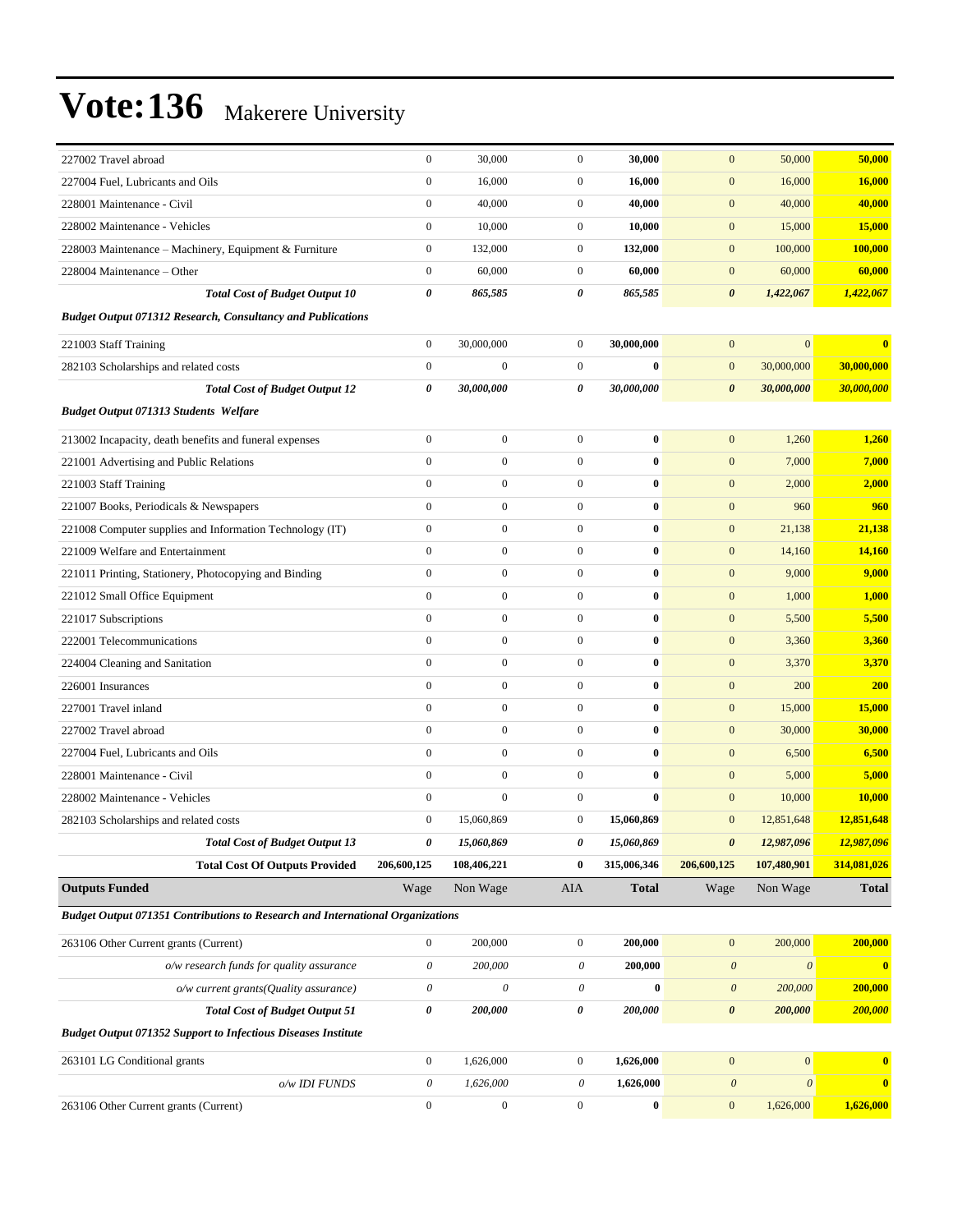# Vote:136 Makerere University

| | | | | | | | |
|---|---|---|---|---|---|---|---|
| 227002 Travel abroad | 0 | 30,000 | 0 | **30,000** | 0 | 50,000 | **50,000** |
| 227004 Fuel, Lubricants and Oils | 0 | 16,000 | 0 | **16,000** | 0 | 16,000 | **16,000** |
| 228001 Maintenance - Civil | 0 | 40,000 | 0 | **40,000** | 0 | 40,000 | **40,000** |
| 228002 Maintenance - Vehicles | 0 | 10,000 | 0 | **10,000** | 0 | 15,000 | **15,000** |
| 228003 Maintenance – Machinery, Equipment & Furniture | 0 | 132,000 | 0 | **132,000** | 0 | 100,000 | **100,000** |
| 228004 Maintenance – Other | 0 | 60,000 | 0 | **60,000** | 0 | 60,000 | **60,000** |
| ***Total Cost of Budget Output 10*** | ***0*** | ***865,585*** | ***0*** | ***865,585*** | ***0*** | ***1,422,067*** | ***1,422,067*** |
| ***Budget Output 071312 Research, Consultancy and Publications*** | | | | | | | |
| 221003 Staff Training | 0 | 30,000,000 | 0 | **30,000,000** | 0 | 0 | **0** |
| 282103 Scholarships and related costs | 0 | 0 | 0 | **0** | 0 | 30,000,000 | **30,000,000** |
| ***Total Cost of Budget Output 12*** | ***0*** | ***30,000,000*** | ***0*** | ***30,000,000*** | ***0*** | ***30,000,000*** | ***30,000,000*** |
| ***Budget Output 071313 Students Welfare*** | | | | | | | |
| 213002 Incapacity, death benefits and funeral expenses | 0 | 0 | 0 | **0** | 0 | 1,260 | **1,260** |
| 221001 Advertising and Public Relations | 0 | 0 | 0 | **0** | 0 | 7,000 | **7,000** |
| 221003 Staff Training | 0 | 0 | 0 | **0** | 0 | 2,000 | **2,000** |
| 221007 Books, Periodicals & Newspapers | 0 | 0 | 0 | **0** | 0 | 960 | **960** |
| 221008 Computer supplies and Information Technology (IT) | 0 | 0 | 0 | **0** | 0 | 21,138 | **21,138** |
| 221009 Welfare and Entertainment | 0 | 0 | 0 | **0** | 0 | 14,160 | **14,160** |
| 221011 Printing, Stationery, Photocopying and Binding | 0 | 0 | 0 | **0** | 0 | 9,000 | **9,000** |
| 221012 Small Office Equipment | 0 | 0 | 0 | **0** | 0 | 1,000 | **1,000** |
| 221017 Subscriptions | 0 | 0 | 0 | **0** | 0 | 5,500 | **5,500** |
| 222001 Telecommunications | 0 | 0 | 0 | **0** | 0 | 3,360 | **3,360** |
| 224004 Cleaning and Sanitation | 0 | 0 | 0 | **0** | 0 | 3,370 | **3,370** |
| 226001 Insurances | 0 | 0 | 0 | **0** | 0 | 200 | **200** |
| 227001 Travel inland | 0 | 0 | 0 | **0** | 0 | 15,000 | **15,000** |
| 227002 Travel abroad | 0 | 0 | 0 | **0** | 0 | 30,000 | **30,000** |
| 227004 Fuel, Lubricants and Oils | 0 | 0 | 0 | **0** | 0 | 6,500 | **6,500** |
| 228001 Maintenance - Civil | 0 | 0 | 0 | **0** | 0 | 5,000 | **5,000** |
| 228002 Maintenance - Vehicles | 0 | 0 | 0 | **0** | 0 | 10,000 | **10,000** |
| 282103 Scholarships and related costs | 0 | 15,060,869 | 0 | **15,060,869** | 0 | 12,851,648 | **12,851,648** |
| ***Total Cost of Budget Output 13*** | ***0*** | ***15,060,869*** | ***0*** | ***15,060,869*** | ***0*** | ***12,987,096*** | ***12,987,096*** |
| **Total Cost Of Outputs Provided** | **206,600,125** | **108,406,221** | **0** | **315,006,346** | **206,600,125** | **107,480,901** | **314,081,026** |
| **Outputs Funded** | Wage | Non Wage | AIA | **Total** | Wage | Non Wage | **Total** |
| ***Budget Output 071351 Contributions to Research and International Organizations*** | | | | | | | |
| 263106 Other Current grants (Current) | 0 | 200,000 | 0 | **200,000** | 0 | 200,000 | **200,000** |
| *o/w research funds for quality assurance* | *0* | *200,000* | *0* | **200,000** | *0* | *0* | **0** |
| *o/w current grants(Quality assurance)* | *0* | *0* | *0* | **0** | *0* | *200,000* | **200,000** |
| ***Total Cost of Budget Output 51*** | ***0*** | ***200,000*** | ***0*** | ***200,000*** | ***0*** | ***200,000*** | ***200,000*** |
| ***Budget Output 071352 Support to Infectious Diseases Institute*** | | | | | | | |
| 263101 LG Conditional grants | 0 | 1,626,000 | 0 | **1,626,000** | 0 | 0 | **0** |
| *o/w IDI FUNDS* | *0* | *1,626,000* | *0* | **1,626,000** | *0* | *0* | **0** |
| 263106 Other Current grants (Current) | 0 | 0 | 0 | **0** | 0 | 1,626,000 | **1,626,000** |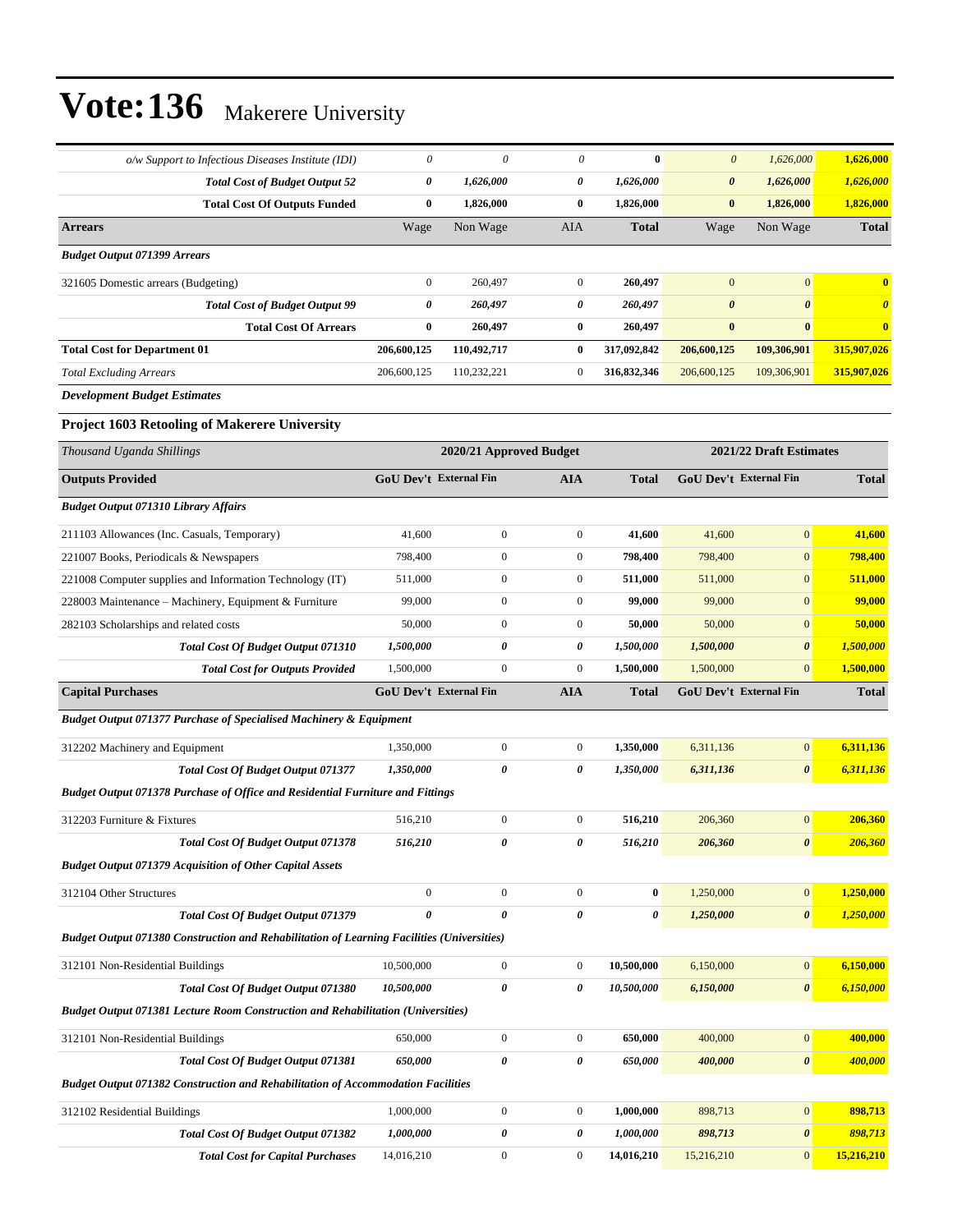# Vote:136 Makerere University

| | | | | | | | |
|---|---|---|---|---|---|---|---|
| *o/w Support to Infectious Diseases Institute (IDI)* | *0* | *0* | *0* | **0** | *0* | *1,626,000* | **1,626,000** |
| ***Total Cost of Budget Output 52*** | ***0*** | ***1,626,000*** | ***0*** | ***1,626,000*** | ***0*** | ***1,626,000*** | ***1,626,000*** |
| **Total Cost Of Outputs Funded** | **0** | **1,826,000** | **0** | **1,826,000** | **0** | **1,826,000** | **1,826,000** |
| **Arrears** | Wage | Non Wage | AIA | **Total** | Wage | Non Wage | **Total** |
| ***Budget Output 071399 Arrears*** | | | | | | | |
| 321605 Domestic arrears (Budgeting) | 0 | 260,497 | 0 | **260,497** | 0 | 0 | **0** |
| ***Total Cost of Budget Output 99*** | ***0*** | ***260,497*** | ***0*** | ***260,497*** | ***0*** | ***0*** | ***0*** |
| **Total Cost Of Arrears** | **0** | **260,497** | **0** | **260,497** | **0** | **0** | **0** |
| **Total Cost for Department 01** | **206,600,125** | **110,492,717** | **0** | **317,092,842** | **206,600,125** | **109,306,901** | **315,907,026** |
| *Total Excluding Arrears* | 206,600,125 | 110,232,221 | 0 | **316,832,346** | 206,600,125 | 109,306,901 | **315,907,026** |

***Development Budget Estimates***

### Project 1603 Retooling of Makerere University

| *Thousand Uganda Shillings* | 2020/21 Approved Budget | | | | 2021/22 Draft Estimates | | |
|---|---|---|---|---|---|---|---|
| **Outputs Provided** | **GoU Dev't** | **External Fin** | **AIA** | **Total** | **GoU Dev't** | **External Fin** | **Total** |
| ***Budget Output 071310 Library Affairs*** | | | | | | | |
| 211103 Allowances (Inc. Casuals, Temporary) | 41,600 | 0 | 0 | **41,600** | 41,600 | 0 | **41,600** |
| 221007 Books, Periodicals & Newspapers | 798,400 | 0 | 0 | **798,400** | 798,400 | 0 | **798,400** |
| 221008 Computer supplies and Information Technology (IT) | 511,000 | 0 | 0 | **511,000** | 511,000 | 0 | **511,000** |
| 228003 Maintenance – Machinery, Equipment & Furniture | 99,000 | 0 | 0 | **99,000** | 99,000 | 0 | **99,000** |
| 282103 Scholarships and related costs | 50,000 | 0 | 0 | **50,000** | 50,000 | 0 | **50,000** |
| ***Total Cost Of Budget Output 071310*** | ***1,500,000*** | ***0*** | ***0*** | ***1,500,000*** | ***1,500,000*** | ***0*** | ***1,500,000*** |
| ***Total Cost for Outputs Provided*** | 1,500,000 | 0 | 0 | **1,500,000** | 1,500,000 | 0 | **1,500,000** |
| **Capital Purchases** | **GoU Dev't** | **External Fin** | **AIA** | **Total** | **GoU Dev't** | **External Fin** | **Total** |
| ***Budget Output 071377 Purchase of Specialised Machinery & Equipment*** | | | | | | | |
| 312202 Machinery and Equipment | 1,350,000 | 0 | 0 | **1,350,000** | 6,311,136 | 0 | **6,311,136** |
| ***Total Cost Of Budget Output 071377*** | ***1,350,000*** | ***0*** | ***0*** | ***1,350,000*** | ***6,311,136*** | ***0*** | ***6,311,136*** |
| ***Budget Output 071378 Purchase of Office and Residential Furniture and Fittings*** | | | | | | | |
| 312203 Furniture & Fixtures | 516,210 | 0 | 0 | **516,210** | 206,360 | 0 | **206,360** |
| ***Total Cost Of Budget Output 071378*** | ***516,210*** | ***0*** | ***0*** | ***516,210*** | ***206,360*** | ***0*** | ***206,360*** |
| ***Budget Output 071379 Acquisition of Other Capital Assets*** | | | | | | | |
| 312104 Other Structures | 0 | 0 | 0 | **0** | 1,250,000 | 0 | **1,250,000** |
| ***Total Cost Of Budget Output 071379*** | ***0*** | ***0*** | ***0*** | ***0*** | ***1,250,000*** | ***0*** | ***1,250,000*** |
| ***Budget Output 071380 Construction and Rehabilitation of Learning Facilities (Universities)*** | | | | | | | |
| 312101 Non-Residential Buildings | 10,500,000 | 0 | 0 | **10,500,000** | 6,150,000 | 0 | **6,150,000** |
| ***Total Cost Of Budget Output 071380*** | ***10,500,000*** | ***0*** | ***0*** | ***10,500,000*** | ***6,150,000*** | ***0*** | ***6,150,000*** |
| ***Budget Output 071381 Lecture Room Construction and Rehabilitation (Universities)*** | | | | | | | |
| 312101 Non-Residential Buildings | 650,000 | 0 | 0 | **650,000** | 400,000 | 0 | **400,000** |
| ***Total Cost Of Budget Output 071381*** | ***650,000*** | ***0*** | ***0*** | ***650,000*** | ***400,000*** | ***0*** | ***400,000*** |
| ***Budget Output 071382 Construction and Rehabilitation of Accommodation Facilities*** | | | | | | | |
| 312102 Residential Buildings | 1,000,000 | 0 | 0 | **1,000,000** | 898,713 | 0 | **898,713** |
| ***Total Cost Of Budget Output 071382*** | ***1,000,000*** | ***0*** | ***0*** | ***1,000,000*** | ***898,713*** | ***0*** | ***898,713*** |
| ***Total Cost for Capital Purchases*** | 14,016,210 | 0 | 0 | **14,016,210** | 15,216,210 | 0 | **15,216,210** |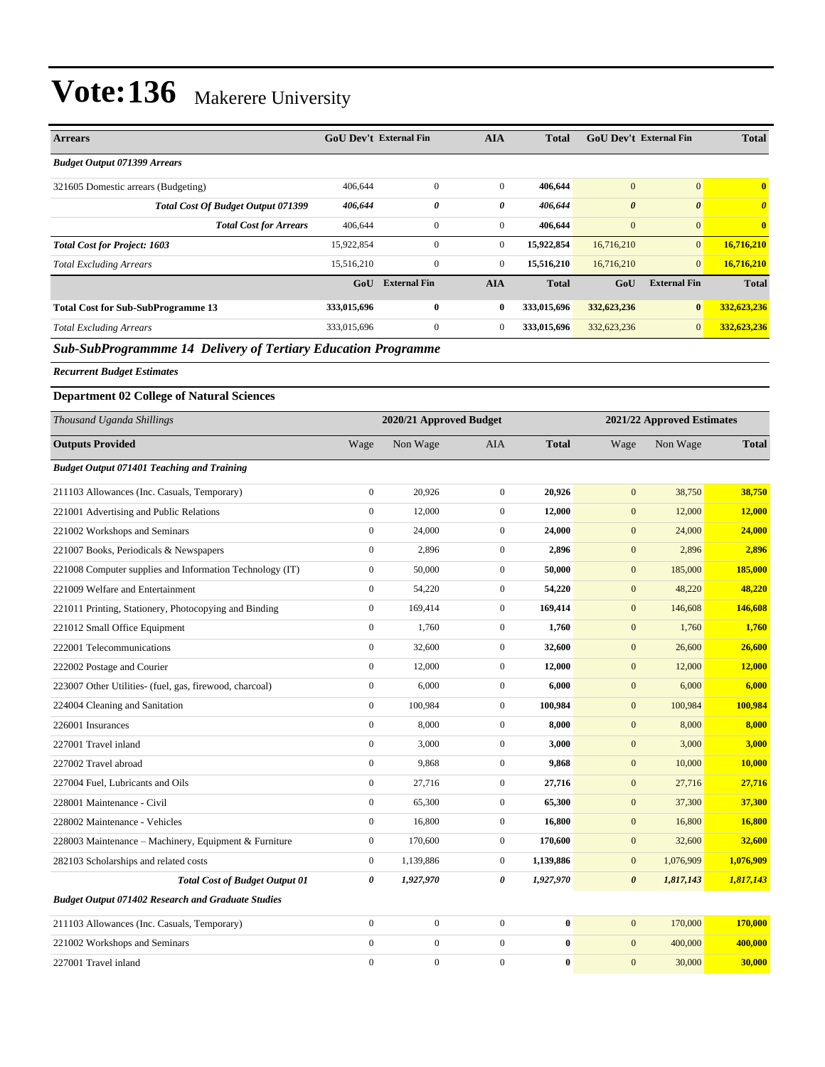# Vote:136 Makerere University

| Arrears | GoU Dev't | External Fin | AIA | Total | GoU Dev't | External Fin | Total |
|---|---|---|---|---|---|---|---|
| ***Budget Output 071399 Arrears*** | | | | | | | |
| 321605 Domestic arrears (Budgeting) | 406,644 | 0 | 0 | **406,644** | 0 | 0 | **0** |
| ***Total Cost Of Budget Output 071399*** | ***406,644*** | ***0*** | ***0*** | ***406,644*** | ***0*** | ***0*** | ***0*** |
| ***Total Cost for Arrears*** | 406,644 | 0 | 0 | **406,644** | 0 | 0 | **0** |
| ***Total Cost for Project: 1603*** | 15,922,854 | 0 | 0 | **15,922,854** | 16,716,210 | 0 | **16,716,210** |
| *Total Excluding Arrears* | 15,516,210 | 0 | 0 | **15,516,210** | 16,716,210 | 0 | **16,716,210** |
| | **GoU** | **External Fin** | **AIA** | **Total** | **GoU** | **External Fin** | **Total** |
| **Total Cost for Sub-SubProgramme 13** | **333,015,696** | **0** | **0** | **333,015,696** | **332,623,236** | **0** | **332,623,236** |
| *Total Excluding Arrears* | 333,015,696 | 0 | 0 | **333,015,696** | 332,623,236 | 0 | **332,623,236** |

## *Sub-SubProgrammme 14 Delivery of Tertiary Education Programme*

***Recurrent Budget Estimates***

### Department 02 College of Natural Sciences

| *Thousand Uganda Shillings* | 2020/21 Approved Budget | | | | 2021/22 Approved Estimates | | |
|---|---|---|---|---|---|---|---|
| **Outputs Provided** | Wage | Non Wage | AIA | **Total** | Wage | Non Wage | **Total** |
| ***Budget Output 071401 Teaching and Training*** | | | | | | | |
| 211103 Allowances (Inc. Casuals, Temporary) | 0 | 20,926 | 0 | **20,926** | 0 | 38,750 | **38,750** |
| 221001 Advertising and Public Relations | 0 | 12,000 | 0 | **12,000** | 0 | 12,000 | **12,000** |
| 221002 Workshops and Seminars | 0 | 24,000 | 0 | **24,000** | 0 | 24,000 | **24,000** |
| 221007 Books, Periodicals & Newspapers | 0 | 2,896 | 0 | **2,896** | 0 | 2,896 | **2,896** |
| 221008 Computer supplies and Information Technology (IT) | 0 | 50,000 | 0 | **50,000** | 0 | 185,000 | **185,000** |
| 221009 Welfare and Entertainment | 0 | 54,220 | 0 | **54,220** | 0 | 48,220 | **48,220** |
| 221011 Printing, Stationery, Photocopying and Binding | 0 | 169,414 | 0 | **169,414** | 0 | 146,608 | **146,608** |
| 221012 Small Office Equipment | 0 | 1,760 | 0 | **1,760** | 0 | 1,760 | **1,760** |
| 222001 Telecommunications | 0 | 32,600 | 0 | **32,600** | 0 | 26,600 | **26,600** |
| 222002 Postage and Courier | 0 | 12,000 | 0 | **12,000** | 0 | 12,000 | **12,000** |
| 223007 Other Utilities- (fuel, gas, firewood, charcoal) | 0 | 6,000 | 0 | **6,000** | 0 | 6,000 | **6,000** |
| 224004 Cleaning and Sanitation | 0 | 100,984 | 0 | **100,984** | 0 | 100,984 | **100,984** |
| 226001 Insurances | 0 | 8,000 | 0 | **8,000** | 0 | 8,000 | **8,000** |
| 227001 Travel inland | 0 | 3,000 | 0 | **3,000** | 0 | 3,000 | **3,000** |
| 227002 Travel abroad | 0 | 9,868 | 0 | **9,868** | 0 | 10,000 | **10,000** |
| 227004 Fuel, Lubricants and Oils | 0 | 27,716 | 0 | **27,716** | 0 | 27,716 | **27,716** |
| 228001 Maintenance - Civil | 0 | 65,300 | 0 | **65,300** | 0 | 37,300 | **37,300** |
| 228002 Maintenance - Vehicles | 0 | 16,800 | 0 | **16,800** | 0 | 16,800 | **16,800** |
| 228003 Maintenance – Machinery, Equipment & Furniture | 0 | 170,600 | 0 | **170,600** | 0 | 32,600 | **32,600** |
| 282103 Scholarships and related costs | 0 | 1,139,886 | 0 | **1,139,886** | 0 | 1,076,909 | **1,076,909** |
| ***Total Cost of Budget Output 01*** | ***0*** | ***1,927,970*** | ***0*** | ***1,927,970*** | ***0*** | ***1,817,143*** | ***1,817,143*** |
| ***Budget Output 071402 Research and Graduate Studies*** | | | | | | | |
| 211103 Allowances (Inc. Casuals, Temporary) | 0 | 0 | 0 | **0** | 0 | 170,000 | **170,000** |
| 221002 Workshops and Seminars | 0 | 0 | 0 | **0** | 0 | 400,000 | **400,000** |
| 227001 Travel inland | 0 | 0 | 0 | **0** | 0 | 30,000 | **30,000** |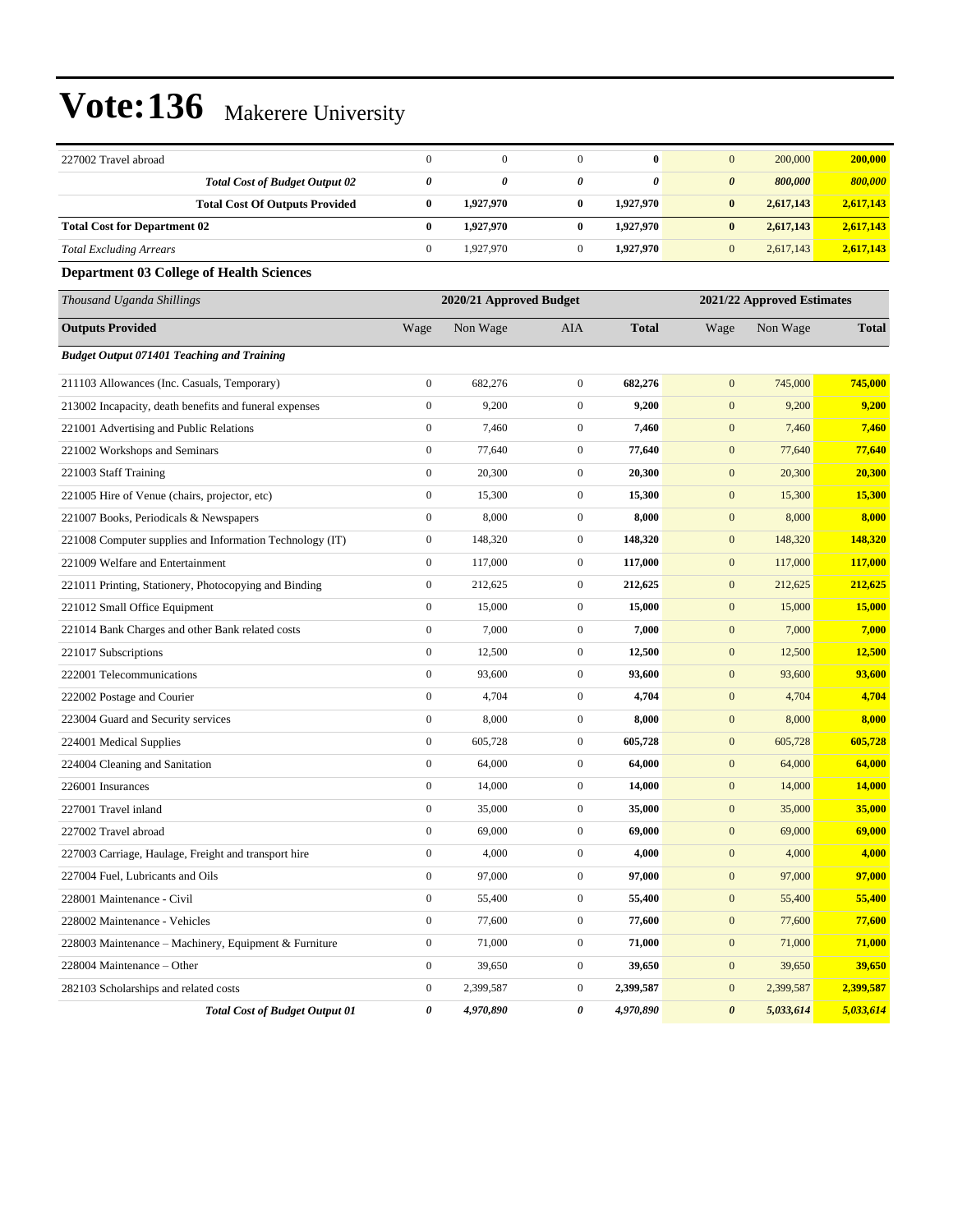| 227002 Travel abroad | 0 | 0 | 0 | **0** | 0 | 200,000 | **200,000** |
|---|---|---|---|---|---|---|---|
| ***Total Cost of Budget Output 02*** | ***0*** | ***0*** | ***0*** | ***0*** | ***0*** | ***800,000*** | ***800,000*** |
| **Total Cost Of Outputs Provided** | **0** | **1,927,970** | **0** | **1,927,970** | **0** | **2,617,143** | **2,617,143** |
| **Total Cost for Department 02** | **0** | **1,927,970** | **0** | **1,927,970** | **0** | **2,617,143** | **2,617,143** |
| *Total Excluding Arrears* | 0 | 1,927,970 | 0 | **1,927,970** | 0 | 2,617,143 | **2,617,143** |

### Department 03 College of Health Sciences

| *Thousand Uganda Shillings* | 2020/21 Approved Budget | | | | 2021/22 Approved Estimates | | |
|---|---|---|---|---|---|---|---|
| **Outputs Provided** | Wage | Non Wage | AIA | **Total** | Wage | Non Wage | **Total** |
| ***Budget Output 071401 Teaching and Training*** | | | | | | | |
| 211103 Allowances (Inc. Casuals, Temporary) | 0 | 682,276 | 0 | **682,276** | 0 | 745,000 | **745,000** |
| 213002 Incapacity, death benefits and funeral expenses | 0 | 9,200 | 0 | **9,200** | 0 | 9,200 | **9,200** |
| 221001 Advertising and Public Relations | 0 | 7,460 | 0 | **7,460** | 0 | 7,460 | **7,460** |
| 221002 Workshops and Seminars | 0 | 77,640 | 0 | **77,640** | 0 | 77,640 | **77,640** |
| 221003 Staff Training | 0 | 20,300 | 0 | **20,300** | 0 | 20,300 | **20,300** |
| 221005 Hire of Venue (chairs, projector, etc) | 0 | 15,300 | 0 | **15,300** | 0 | 15,300 | **15,300** |
| 221007 Books, Periodicals & Newspapers | 0 | 8,000 | 0 | **8,000** | 0 | 8,000 | **8,000** |
| 221008 Computer supplies and Information Technology (IT) | 0 | 148,320 | 0 | **148,320** | 0 | 148,320 | **148,320** |
| 221009 Welfare and Entertainment | 0 | 117,000 | 0 | **117,000** | 0 | 117,000 | **117,000** |
| 221011 Printing, Stationery, Photocopying and Binding | 0 | 212,625 | 0 | **212,625** | 0 | 212,625 | **212,625** |
| 221012 Small Office Equipment | 0 | 15,000 | 0 | **15,000** | 0 | 15,000 | **15,000** |
| 221014 Bank Charges and other Bank related costs | 0 | 7,000 | 0 | **7,000** | 0 | 7,000 | **7,000** |
| 221017 Subscriptions | 0 | 12,500 | 0 | **12,500** | 0 | 12,500 | **12,500** |
| 222001 Telecommunications | 0 | 93,600 | 0 | **93,600** | 0 | 93,600 | **93,600** |
| 222002 Postage and Courier | 0 | 4,704 | 0 | **4,704** | 0 | 4,704 | **4,704** |
| 223004 Guard and Security services | 0 | 8,000 | 0 | **8,000** | 0 | 8,000 | **8,000** |
| 224001 Medical Supplies | 0 | 605,728 | 0 | **605,728** | 0 | 605,728 | **605,728** |
| 224004 Cleaning and Sanitation | 0 | 64,000 | 0 | **64,000** | 0 | 64,000 | **64,000** |
| 226001 Insurances | 0 | 14,000 | 0 | **14,000** | 0 | 14,000 | **14,000** |
| 227001 Travel inland | 0 | 35,000 | 0 | **35,000** | 0 | 35,000 | **35,000** |
| 227002 Travel abroad | 0 | 69,000 | 0 | **69,000** | 0 | 69,000 | **69,000** |
| 227003 Carriage, Haulage, Freight and transport hire | 0 | 4,000 | 0 | **4,000** | 0 | 4,000 | **4,000** |
| 227004 Fuel, Lubricants and Oils | 0 | 97,000 | 0 | **97,000** | 0 | 97,000 | **97,000** |
| 228001 Maintenance - Civil | 0 | 55,400 | 0 | **55,400** | 0 | 55,400 | **55,400** |
| 228002 Maintenance - Vehicles | 0 | 77,600 | 0 | **77,600** | 0 | 77,600 | **77,600** |
| 228003 Maintenance – Machinery, Equipment & Furniture | 0 | 71,000 | 0 | **71,000** | 0 | 71,000 | **71,000** |
| 228004 Maintenance – Other | 0 | 39,650 | 0 | **39,650** | 0 | 39,650 | **39,650** |
| 282103 Scholarships and related costs | 0 | 2,399,587 | 0 | **2,399,587** | 0 | 2,399,587 | **2,399,587** |
| ***Total Cost of Budget Output 01*** | ***0*** | ***4,970,890*** | ***0*** | ***4,970,890*** | ***0*** | ***5,033,614*** | ***5,033,614*** |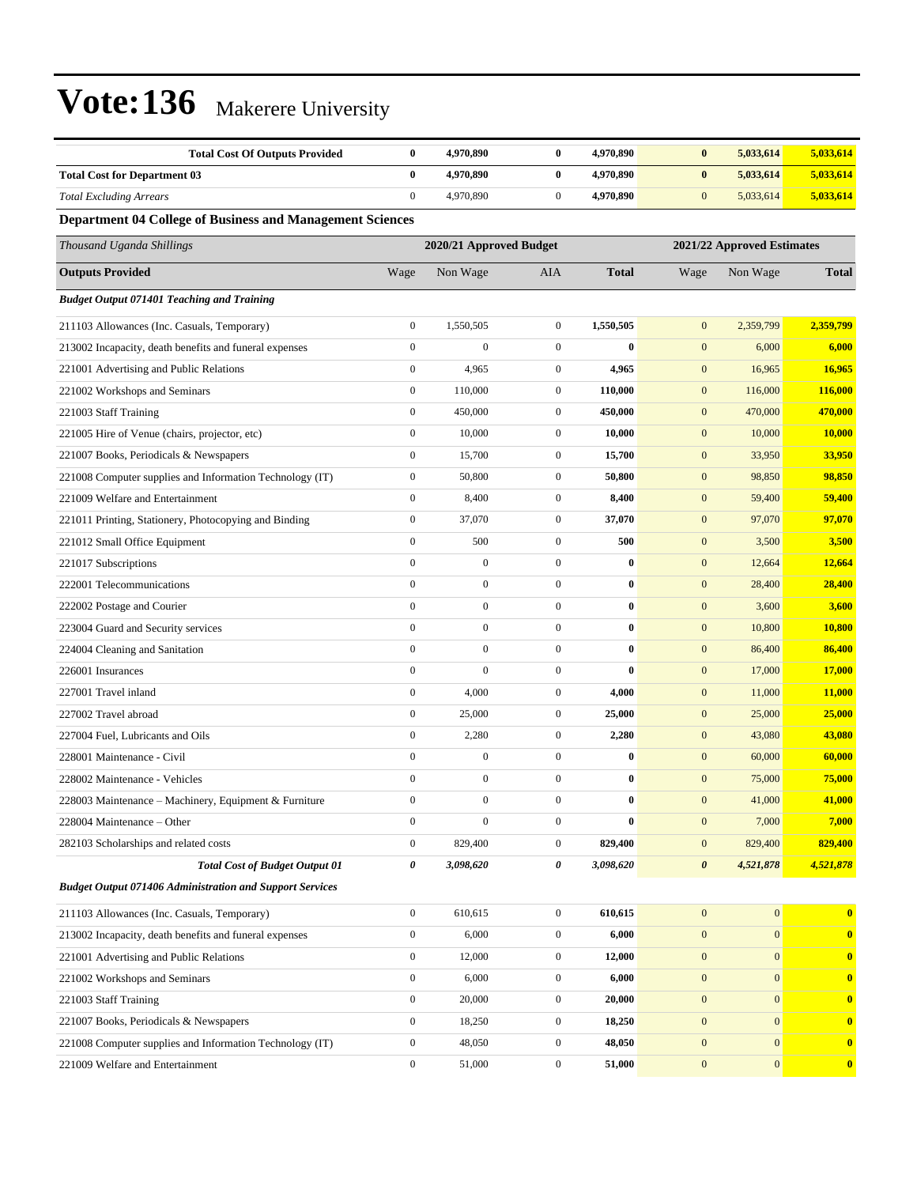# Vote:136 Makerere University

| | | | | | | | |
|---|---|---|---|---|---|---|---|
| **Total Cost Of Outputs Provided** | **0** | **4,970,890** | **0** | **4,970,890** | **0** | **5,033,614** | **5,033,614** |
| **Total Cost for Department 03** | **0** | **4,970,890** | **0** | **4,970,890** | **0** | **5,033,614** | **5,033,614** |
| *Total Excluding Arrears* | 0 | 4,970,890 | 0 | **4,970,890** | 0 | 5,033,614 | **5,033,614** |

**Department 04 College of Business and Management Sciences**

| *Thousand Uganda Shillings* | 2020/21 Approved Budget | | | | 2021/22 Approved Estimates | | |
|---|---|---|---|---|---|---|---|
| **Outputs Provided** | Wage | Non Wage | AIA | **Total** | Wage | Non Wage | **Total** |
| ***Budget Output 071401 Teaching and Training*** | | | | | | | |
| 211103 Allowances (Inc. Casuals, Temporary) | 0 | 1,550,505 | 0 | **1,550,505** | 0 | 2,359,799 | **2,359,799** |
| 213002 Incapacity, death benefits and funeral expenses | 0 | 0 | 0 | **0** | 0 | 6,000 | **6,000** |
| 221001 Advertising and Public Relations | 0 | 4,965 | 0 | **4,965** | 0 | 16,965 | **16,965** |
| 221002 Workshops and Seminars | 0 | 110,000 | 0 | **110,000** | 0 | 116,000 | **116,000** |
| 221003 Staff Training | 0 | 450,000 | 0 | **450,000** | 0 | 470,000 | **470,000** |
| 221005 Hire of Venue (chairs, projector, etc) | 0 | 10,000 | 0 | **10,000** | 0 | 10,000 | **10,000** |
| 221007 Books, Periodicals & Newspapers | 0 | 15,700 | 0 | **15,700** | 0 | 33,950 | **33,950** |
| 221008 Computer supplies and Information Technology (IT) | 0 | 50,800 | 0 | **50,800** | 0 | 98,850 | **98,850** |
| 221009 Welfare and Entertainment | 0 | 8,400 | 0 | **8,400** | 0 | 59,400 | **59,400** |
| 221011 Printing, Stationery, Photocopying and Binding | 0 | 37,070 | 0 | **37,070** | 0 | 97,070 | **97,070** |
| 221012 Small Office Equipment | 0 | 500 | 0 | **500** | 0 | 3,500 | **3,500** |
| 221017 Subscriptions | 0 | 0 | 0 | **0** | 0 | 12,664 | **12,664** |
| 222001 Telecommunications | 0 | 0 | 0 | **0** | 0 | 28,400 | **28,400** |
| 222002 Postage and Courier | 0 | 0 | 0 | **0** | 0 | 3,600 | **3,600** |
| 223004 Guard and Security services | 0 | 0 | 0 | **0** | 0 | 10,800 | **10,800** |
| 224004 Cleaning and Sanitation | 0 | 0 | 0 | **0** | 0 | 86,400 | **86,400** |
| 226001 Insurances | 0 | 0 | 0 | **0** | 0 | 17,000 | **17,000** |
| 227001 Travel inland | 0 | 4,000 | 0 | **4,000** | 0 | 11,000 | **11,000** |
| 227002 Travel abroad | 0 | 25,000 | 0 | **25,000** | 0 | 25,000 | **25,000** |
| 227004 Fuel, Lubricants and Oils | 0 | 2,280 | 0 | **2,280** | 0 | 43,080 | **43,080** |
| 228001 Maintenance - Civil | 0 | 0 | 0 | **0** | 0 | 60,000 | **60,000** |
| 228002 Maintenance - Vehicles | 0 | 0 | 0 | **0** | 0 | 75,000 | **75,000** |
| 228003 Maintenance – Machinery, Equipment & Furniture | 0 | 0 | 0 | **0** | 0 | 41,000 | **41,000** |
| 228004 Maintenance – Other | 0 | 0 | 0 | **0** | 0 | 7,000 | **7,000** |
| 282103 Scholarships and related costs | 0 | 829,400 | 0 | **829,400** | 0 | 829,400 | **829,400** |
| ***Total Cost of Budget Output 01*** | ***0*** | ***3,098,620*** | ***0*** | ***3,098,620*** | ***0*** | ***4,521,878*** | ***4,521,878*** |
| ***Budget Output 071406 Administration and Support Services*** | | | | | | | |
| 211103 Allowances (Inc. Casuals, Temporary) | 0 | 610,615 | 0 | **610,615** | 0 | 0 | **0** |
| 213002 Incapacity, death benefits and funeral expenses | 0 | 6,000 | 0 | **6,000** | 0 | 0 | **0** |
| 221001 Advertising and Public Relations | 0 | 12,000 | 0 | **12,000** | 0 | 0 | **0** |
| 221002 Workshops and Seminars | 0 | 6,000 | 0 | **6,000** | 0 | 0 | **0** |
| 221003 Staff Training | 0 | 20,000 | 0 | **20,000** | 0 | 0 | **0** |
| 221007 Books, Periodicals & Newspapers | 0 | 18,250 | 0 | **18,250** | 0 | 0 | **0** |
| 221008 Computer supplies and Information Technology (IT) | 0 | 48,050 | 0 | **48,050** | 0 | 0 | **0** |
| 221009 Welfare and Entertainment | 0 | 51,000 | 0 | **51,000** | 0 | 0 | **0** |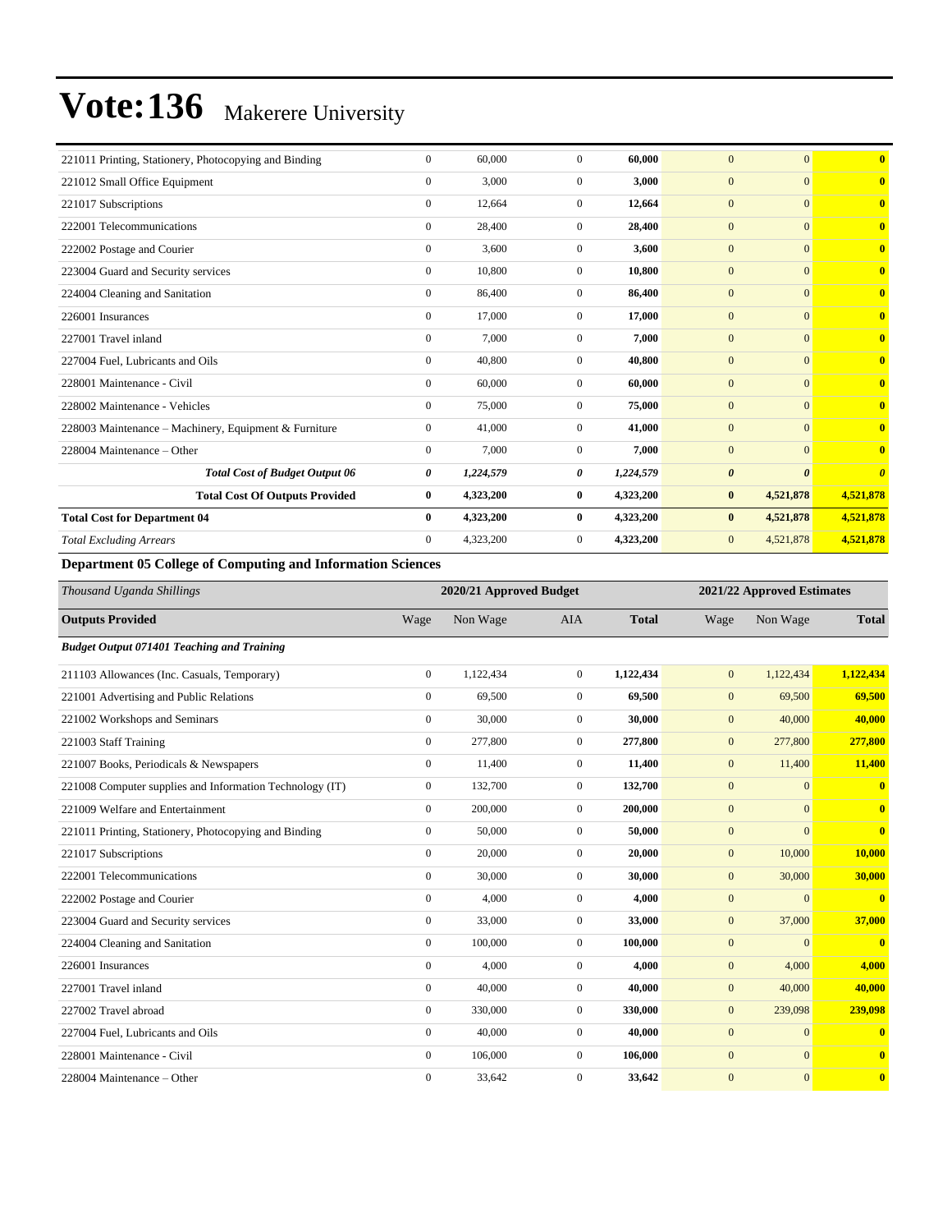| | | | | | | | |
|---|---|---|---|---|---|---|---|
| 221011 Printing, Stationery, Photocopying and Binding | 0 | 60,000 | 0 | **60,000** | 0 | 0 | **0** |
| 221012 Small Office Equipment | 0 | 3,000 | 0 | **3,000** | 0 | 0 | **0** |
| 221017 Subscriptions | 0 | 12,664 | 0 | **12,664** | 0 | 0 | **0** |
| 222001 Telecommunications | 0 | 28,400 | 0 | **28,400** | 0 | 0 | **0** |
| 222002 Postage and Courier | 0 | 3,600 | 0 | **3,600** | 0 | 0 | **0** |
| 223004 Guard and Security services | 0 | 10,800 | 0 | **10,800** | 0 | 0 | **0** |
| 224004 Cleaning and Sanitation | 0 | 86,400 | 0 | **86,400** | 0 | 0 | **0** |
| 226001 Insurances | 0 | 17,000 | 0 | **17,000** | 0 | 0 | **0** |
| 227001 Travel inland | 0 | 7,000 | 0 | **7,000** | 0 | 0 | **0** |
| 227004 Fuel, Lubricants and Oils | 0 | 40,800 | 0 | **40,800** | 0 | 0 | **0** |
| 228001 Maintenance - Civil | 0 | 60,000 | 0 | **60,000** | 0 | 0 | **0** |
| 228002 Maintenance - Vehicles | 0 | 75,000 | 0 | **75,000** | 0 | 0 | **0** |
| 228003 Maintenance – Machinery, Equipment & Furniture | 0 | 41,000 | 0 | **41,000** | 0 | 0 | **0** |
| 228004 Maintenance – Other | 0 | 7,000 | 0 | **7,000** | 0 | 0 | **0** |
| ***Total Cost of Budget Output 06*** | ***0*** | ***1,224,579*** | ***0*** | ***1,224,579*** | ***0*** | ***0*** | ***0*** |
| **Total Cost Of Outputs Provided** | **0** | **4,323,200** | **0** | **4,323,200** | **0** | **4,521,878** | **4,521,878** |
| **Total Cost for Department 04** | **0** | **4,323,200** | **0** | **4,323,200** | **0** | **4,521,878** | **4,521,878** |
| *Total Excluding Arrears* | 0 | 4,323,200 | 0 | **4,323,200** | 0 | 4,521,878 | **4,521,878** |

**Department 05 College of Computing and Information Sciences**

| *Thousand Uganda Shillings* | 2020/21 Approved Budget | | | | 2021/22 Approved Estimates | | |
|---|---|---|---|---|---|---|---|
| **Outputs Provided** | Wage | Non Wage | AIA | **Total** | Wage | Non Wage | **Total** |
| ***Budget Output 071401 Teaching and Training*** | | | | | | | |
| 211103 Allowances (Inc. Casuals, Temporary) | 0 | 1,122,434 | 0 | **1,122,434** | 0 | 1,122,434 | **1,122,434** |
| 221001 Advertising and Public Relations | 0 | 69,500 | 0 | **69,500** | 0 | 69,500 | **69,500** |
| 221002 Workshops and Seminars | 0 | 30,000 | 0 | **30,000** | 0 | 40,000 | **40,000** |
| 221003 Staff Training | 0 | 277,800 | 0 | **277,800** | 0 | 277,800 | **277,800** |
| 221007 Books, Periodicals & Newspapers | 0 | 11,400 | 0 | **11,400** | 0 | 11,400 | **11,400** |
| 221008 Computer supplies and Information Technology (IT) | 0 | 132,700 | 0 | **132,700** | 0 | 0 | **0** |
| 221009 Welfare and Entertainment | 0 | 200,000 | 0 | **200,000** | 0 | 0 | **0** |
| 221011 Printing, Stationery, Photocopying and Binding | 0 | 50,000 | 0 | **50,000** | 0 | 0 | **0** |
| 221017 Subscriptions | 0 | 20,000 | 0 | **20,000** | 0 | 10,000 | **10,000** |
| 222001 Telecommunications | 0 | 30,000 | 0 | **30,000** | 0 | 30,000 | **30,000** |
| 222002 Postage and Courier | 0 | 4,000 | 0 | **4,000** | 0 | 0 | **0** |
| 223004 Guard and Security services | 0 | 33,000 | 0 | **33,000** | 0 | 37,000 | **37,000** |
| 224004 Cleaning and Sanitation | 0 | 100,000 | 0 | **100,000** | 0 | 0 | **0** |
| 226001 Insurances | 0 | 4,000 | 0 | **4,000** | 0 | 4,000 | **4,000** |
| 227001 Travel inland | 0 | 40,000 | 0 | **40,000** | 0 | 40,000 | **40,000** |
| 227002 Travel abroad | 0 | 330,000 | 0 | **330,000** | 0 | 239,098 | **239,098** |
| 227004 Fuel, Lubricants and Oils | 0 | 40,000 | 0 | **40,000** | 0 | 0 | **0** |
| 228001 Maintenance - Civil | 0 | 106,000 | 0 | **106,000** | 0 | 0 | **0** |
| 228004 Maintenance – Other | 0 | 33,642 | 0 | **33,642** | 0 | 0 | **0** |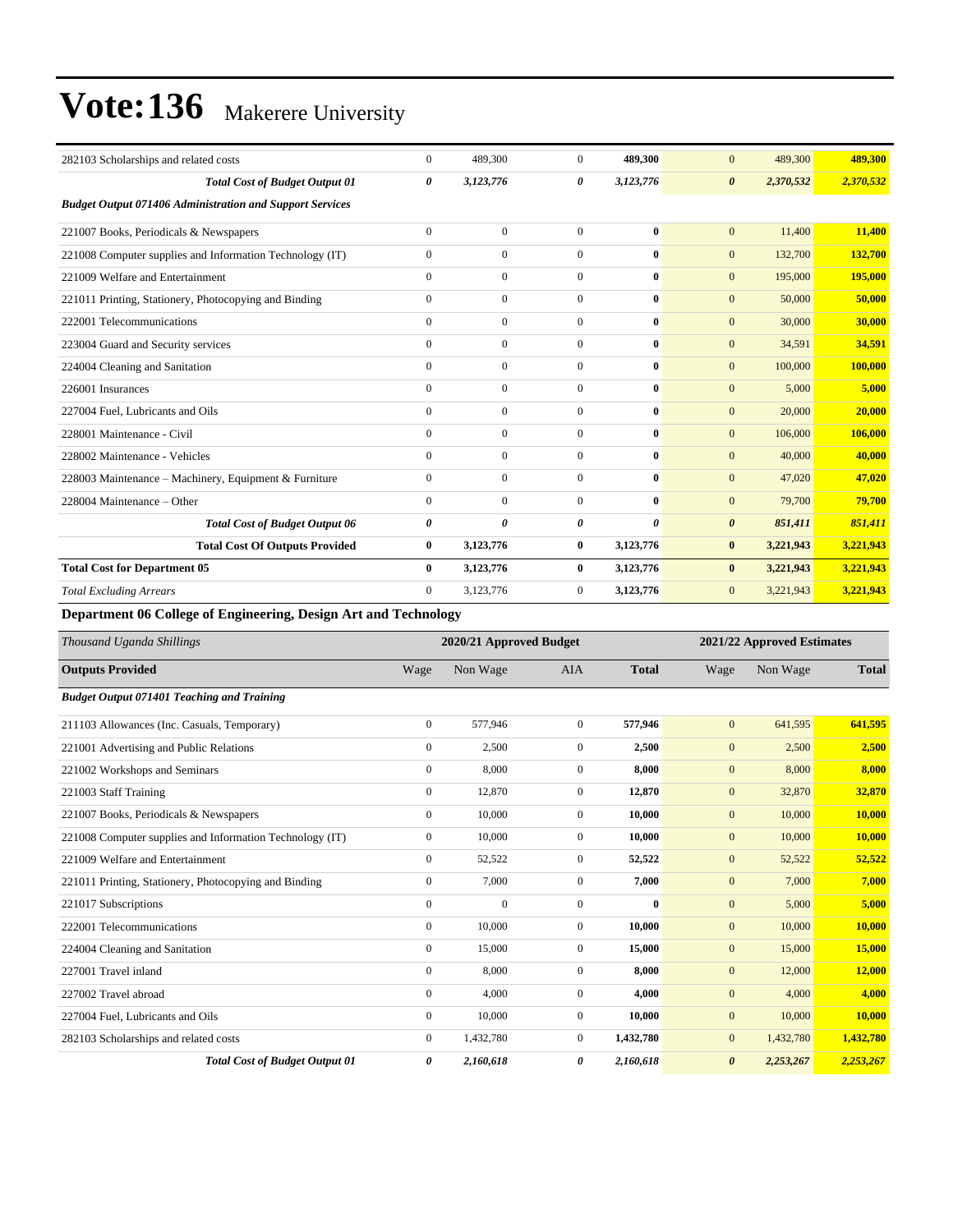# Vote:136 Makerere University

| | | | | | | | |
|---|---|---|---|---|---|---|---|
| 282103 Scholarships and related costs | 0 | 489,300 | 0 | **489,300** | 0 | 489,300 | **489,300** |
| ***Total Cost of Budget Output 01*** | ***0*** | ***3,123,776*** | ***0*** | ***3,123,776*** | ***0*** | ***2,370,532*** | ***2,370,532*** |
| ***Budget Output 071406 Administration and Support Services*** | | | | | | | |
| 221007 Books, Periodicals & Newspapers | 0 | 0 | 0 | **0** | 0 | 11,400 | **11,400** |
| 221008 Computer supplies and Information Technology (IT) | 0 | 0 | 0 | **0** | 0 | 132,700 | **132,700** |
| 221009 Welfare and Entertainment | 0 | 0 | 0 | **0** | 0 | 195,000 | **195,000** |
| 221011 Printing, Stationery, Photocopying and Binding | 0 | 0 | 0 | **0** | 0 | 50,000 | **50,000** |
| 222001 Telecommunications | 0 | 0 | 0 | **0** | 0 | 30,000 | **30,000** |
| 223004 Guard and Security services | 0 | 0 | 0 | **0** | 0 | 34,591 | **34,591** |
| 224004 Cleaning and Sanitation | 0 | 0 | 0 | **0** | 0 | 100,000 | **100,000** |
| 226001 Insurances | 0 | 0 | 0 | **0** | 0 | 5,000 | **5,000** |
| 227004 Fuel, Lubricants and Oils | 0 | 0 | 0 | **0** | 0 | 20,000 | **20,000** |
| 228001 Maintenance - Civil | 0 | 0 | 0 | **0** | 0 | 106,000 | **106,000** |
| 228002 Maintenance - Vehicles | 0 | 0 | 0 | **0** | 0 | 40,000 | **40,000** |
| 228003 Maintenance – Machinery, Equipment & Furniture | 0 | 0 | 0 | **0** | 0 | 47,020 | **47,020** |
| 228004 Maintenance – Other | 0 | 0 | 0 | **0** | 0 | 79,700 | **79,700** |
| ***Total Cost of Budget Output 06*** | ***0*** | ***0*** | ***0*** | ***0*** | ***0*** | ***851,411*** | ***851,411*** |
| **Total Cost Of Outputs Provided** | **0** | **3,123,776** | **0** | **3,123,776** | **0** | **3,221,943** | **3,221,943** |
| **Total Cost for Department 05** | **0** | **3,123,776** | **0** | **3,123,776** | **0** | **3,221,943** | **3,221,943** |
| *Total Excluding Arrears* | 0 | 3,123,776 | 0 | **3,123,776** | 0 | 3,221,943 | **3,221,943** |

**Department 06 College of Engineering, Design Art and Technology**

| *Thousand Uganda Shillings* | 2020/21 Approved Budget | | | | 2021/22 Approved Estimates | | |
|---|---|---|---|---|---|---|---|
| **Outputs Provided** | Wage | Non Wage | AIA | **Total** | Wage | Non Wage | **Total** |
| ***Budget Output 071401 Teaching and Training*** | | | | | | | |
| 211103 Allowances (Inc. Casuals, Temporary) | 0 | 577,946 | 0 | **577,946** | 0 | 641,595 | **641,595** |
| 221001 Advertising and Public Relations | 0 | 2,500 | 0 | **2,500** | 0 | 2,500 | **2,500** |
| 221002 Workshops and Seminars | 0 | 8,000 | 0 | **8,000** | 0 | 8,000 | **8,000** |
| 221003 Staff Training | 0 | 12,870 | 0 | **12,870** | 0 | 32,870 | **32,870** |
| 221007 Books, Periodicals & Newspapers | 0 | 10,000 | 0 | **10,000** | 0 | 10,000 | **10,000** |
| 221008 Computer supplies and Information Technology (IT) | 0 | 10,000 | 0 | **10,000** | 0 | 10,000 | **10,000** |
| 221009 Welfare and Entertainment | 0 | 52,522 | 0 | **52,522** | 0 | 52,522 | **52,522** |
| 221011 Printing, Stationery, Photocopying and Binding | 0 | 7,000 | 0 | **7,000** | 0 | 7,000 | **7,000** |
| 221017 Subscriptions | 0 | 0 | 0 | **0** | 0 | 5,000 | **5,000** |
| 222001 Telecommunications | 0 | 10,000 | 0 | **10,000** | 0 | 10,000 | **10,000** |
| 224004 Cleaning and Sanitation | 0 | 15,000 | 0 | **15,000** | 0 | 15,000 | **15,000** |
| 227001 Travel inland | 0 | 8,000 | 0 | **8,000** | 0 | 12,000 | **12,000** |
| 227002 Travel abroad | 0 | 4,000 | 0 | **4,000** | 0 | 4,000 | **4,000** |
| 227004 Fuel, Lubricants and Oils | 0 | 10,000 | 0 | **10,000** | 0 | 10,000 | **10,000** |
| 282103 Scholarships and related costs | 0 | 1,432,780 | 0 | **1,432,780** | 0 | 1,432,780 | **1,432,780** |
| ***Total Cost of Budget Output 01*** | ***0*** | ***2,160,618*** | ***0*** | ***2,160,618*** | ***0*** | ***2,253,267*** | ***2,253,267*** |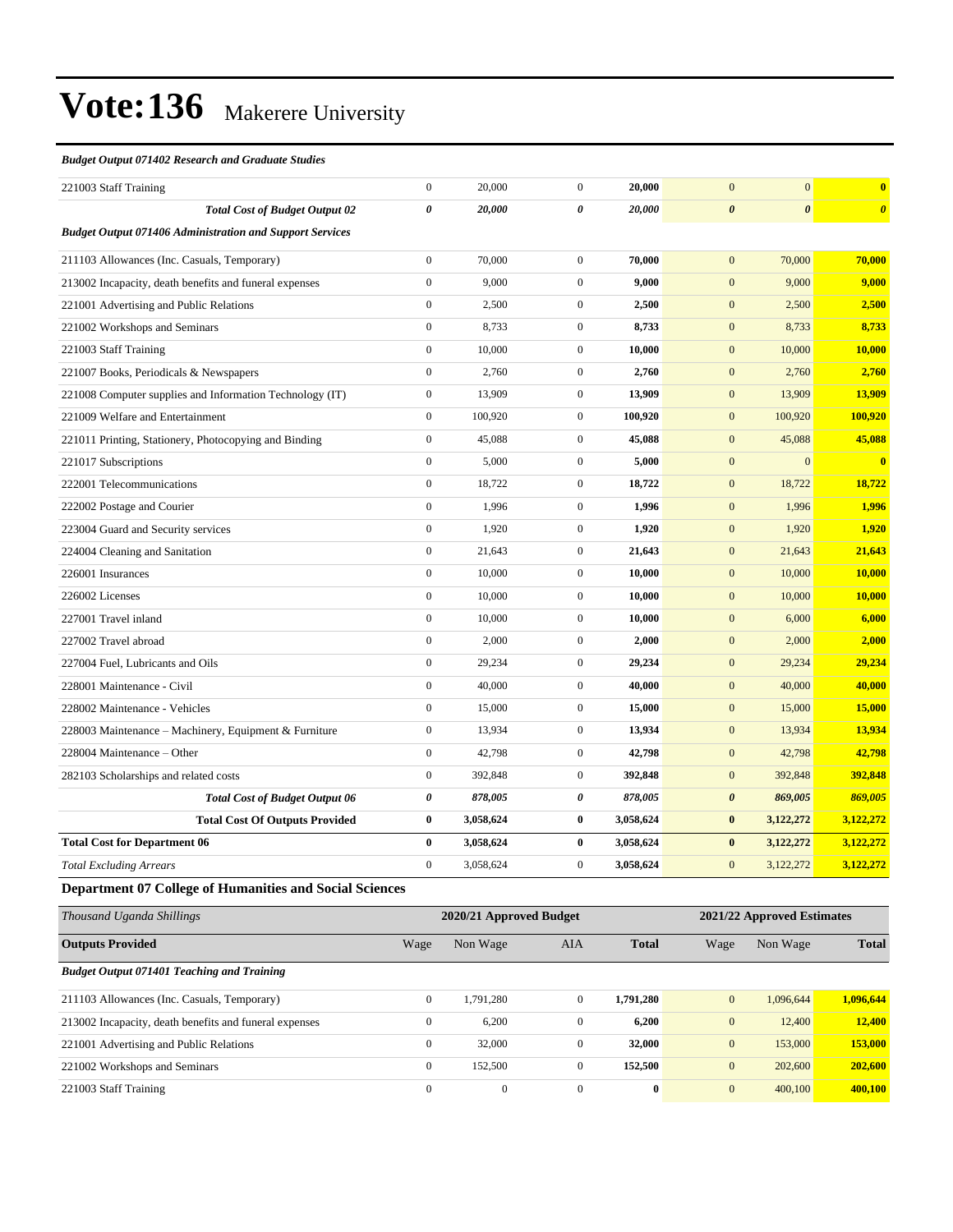# Vote:136 Makerere University

| | | | | | | | |
|---|---|---|---|---|---|---|---|
| ***Budget Output 071402 Research and Graduate Studies*** | | | | | | | |
| 221003 Staff Training | 0 | 20,000 | 0 | **20,000** | 0 | 0 | **0** |
| ***Total Cost of Budget Output 02*** | ***0*** | ***20,000*** | ***0*** | ***20,000*** | ***0*** | ***0*** | ***0*** |
| ***Budget Output 071406 Administration and Support Services*** | | | | | | | |
| 211103 Allowances (Inc. Casuals, Temporary) | 0 | 70,000 | 0 | **70,000** | 0 | 70,000 | **70,000** |
| 213002 Incapacity, death benefits and funeral expenses | 0 | 9,000 | 0 | **9,000** | 0 | 9,000 | **9,000** |
| 221001 Advertising and Public Relations | 0 | 2,500 | 0 | **2,500** | 0 | 2,500 | **2,500** |
| 221002 Workshops and Seminars | 0 | 8,733 | 0 | **8,733** | 0 | 8,733 | **8,733** |
| 221003 Staff Training | 0 | 10,000 | 0 | **10,000** | 0 | 10,000 | **10,000** |
| 221007 Books, Periodicals & Newspapers | 0 | 2,760 | 0 | **2,760** | 0 | 2,760 | **2,760** |
| 221008 Computer supplies and Information Technology (IT) | 0 | 13,909 | 0 | **13,909** | 0 | 13,909 | **13,909** |
| 221009 Welfare and Entertainment | 0 | 100,920 | 0 | **100,920** | 0 | 100,920 | **100,920** |
| 221011 Printing, Stationery, Photocopying and Binding | 0 | 45,088 | 0 | **45,088** | 0 | 45,088 | **45,088** |
| 221017 Subscriptions | 0 | 5,000 | 0 | **5,000** | 0 | 0 | **0** |
| 222001 Telecommunications | 0 | 18,722 | 0 | **18,722** | 0 | 18,722 | **18,722** |
| 222002 Postage and Courier | 0 | 1,996 | 0 | **1,996** | 0 | 1,996 | **1,996** |
| 223004 Guard and Security services | 0 | 1,920 | 0 | **1,920** | 0 | 1,920 | **1,920** |
| 224004 Cleaning and Sanitation | 0 | 21,643 | 0 | **21,643** | 0 | 21,643 | **21,643** |
| 226001 Insurances | 0 | 10,000 | 0 | **10,000** | 0 | 10,000 | **10,000** |
| 226002 Licenses | 0 | 10,000 | 0 | **10,000** | 0 | 10,000 | **10,000** |
| 227001 Travel inland | 0 | 10,000 | 0 | **10,000** | 0 | 6,000 | **6,000** |
| 227002 Travel abroad | 0 | 2,000 | 0 | **2,000** | 0 | 2,000 | **2,000** |
| 227004 Fuel, Lubricants and Oils | 0 | 29,234 | 0 | **29,234** | 0 | 29,234 | **29,234** |
| 228001 Maintenance - Civil | 0 | 40,000 | 0 | **40,000** | 0 | 40,000 | **40,000** |
| 228002 Maintenance - Vehicles | 0 | 15,000 | 0 | **15,000** | 0 | 15,000 | **15,000** |
| 228003 Maintenance – Machinery, Equipment & Furniture | 0 | 13,934 | 0 | **13,934** | 0 | 13,934 | **13,934** |
| 228004 Maintenance – Other | 0 | 42,798 | 0 | **42,798** | 0 | 42,798 | **42,798** |
| 282103 Scholarships and related costs | 0 | 392,848 | 0 | **392,848** | 0 | 392,848 | **392,848** |
| ***Total Cost of Budget Output 06*** | ***0*** | ***878,005*** | ***0*** | ***878,005*** | ***0*** | ***869,005*** | ***869,005*** |
| **Total Cost Of Outputs Provided** | **0** | **3,058,624** | **0** | **3,058,624** | **0** | **3,122,272** | **3,122,272** |
| **Total Cost for Department 06** | **0** | **3,058,624** | **0** | **3,058,624** | **0** | **3,122,272** | **3,122,272** |
| *Total Excluding Arrears* | 0 | 3,058,624 | 0 | **3,058,624** | 0 | 3,122,272 | **3,122,272** |

### Department 07 College of Humanities and Social Sciences

| *Thousand Uganda Shillings* | | 2020/21 Approved Budget | | | 2021/22 Approved Estimates | | |
|---|---|---|---|---|---|---|---|
| **Outputs Provided** | Wage | Non Wage | AIA | **Total** | Wage | Non Wage | **Total** |
| ***Budget Output 071401 Teaching and Training*** | | | | | | | |
| 211103 Allowances (Inc. Casuals, Temporary) | 0 | 1,791,280 | 0 | **1,791,280** | 0 | 1,096,644 | **1,096,644** |
| 213002 Incapacity, death benefits and funeral expenses | 0 | 6,200 | 0 | **6,200** | 0 | 12,400 | **12,400** |
| 221001 Advertising and Public Relations | 0 | 32,000 | 0 | **32,000** | 0 | 153,000 | **153,000** |
| 221002 Workshops and Seminars | 0 | 152,500 | 0 | **152,500** | 0 | 202,600 | **202,600** |
| 221003 Staff Training | 0 | 0 | 0 | **0** | 0 | 400,100 | **400,100** |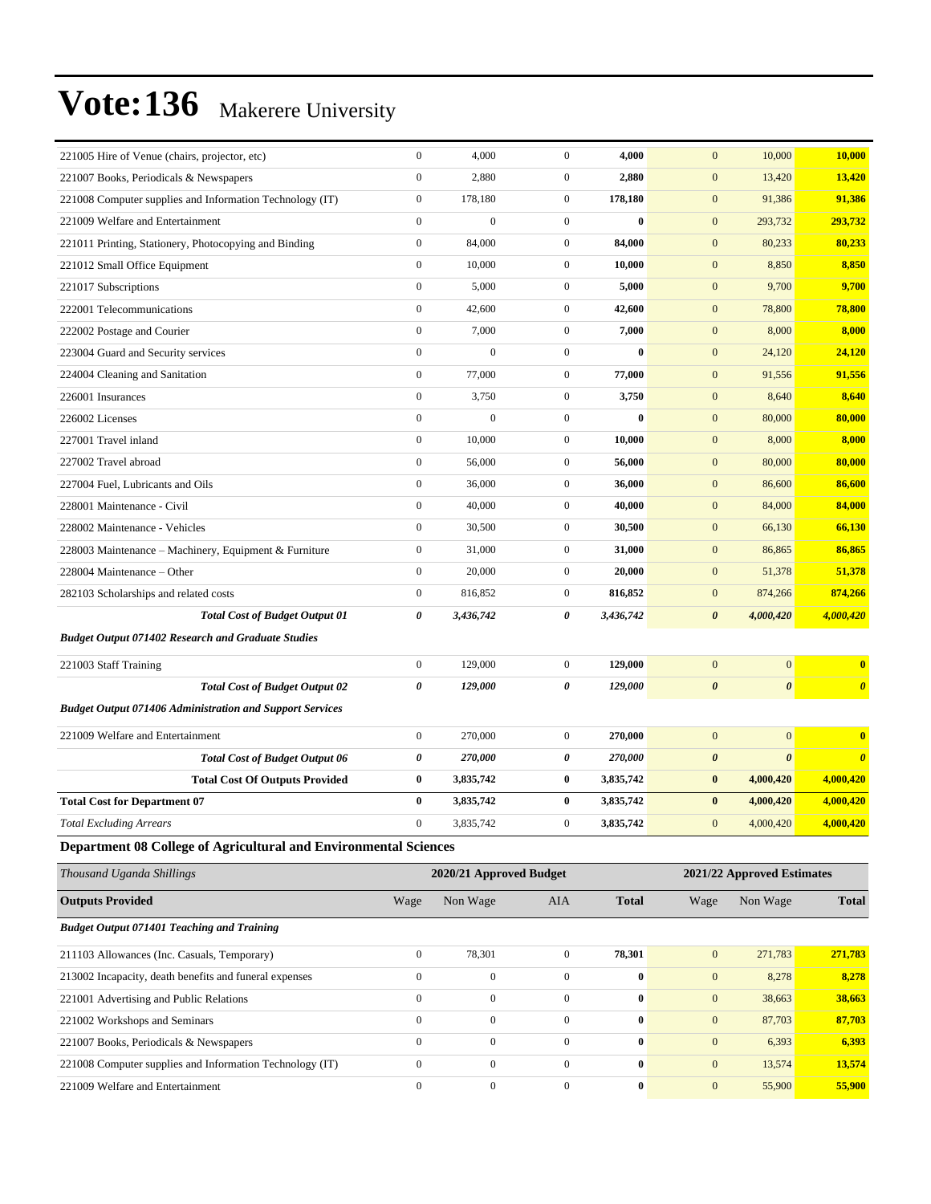# Vote:136 Makerere University

| | | | | | | | |
|---|---|---|---|---|---|---|---|
| 221005 Hire of Venue (chairs, projector, etc) | 0 | 4,000 | 0 | **4,000** | 0 | 10,000 | **10,000** |
| 221007 Books, Periodicals & Newspapers | 0 | 2,880 | 0 | **2,880** | 0 | 13,420 | **13,420** |
| 221008 Computer supplies and Information Technology (IT) | 0 | 178,180 | 0 | **178,180** | 0 | 91,386 | **91,386** |
| 221009 Welfare and Entertainment | 0 | 0 | 0 | **0** | 0 | 293,732 | **293,732** |
| 221011 Printing, Stationery, Photocopying and Binding | 0 | 84,000 | 0 | **84,000** | 0 | 80,233 | **80,233** |
| 221012 Small Office Equipment | 0 | 10,000 | 0 | **10,000** | 0 | 8,850 | **8,850** |
| 221017 Subscriptions | 0 | 5,000 | 0 | **5,000** | 0 | 9,700 | **9,700** |
| 222001 Telecommunications | 0 | 42,600 | 0 | **42,600** | 0 | 78,800 | **78,800** |
| 222002 Postage and Courier | 0 | 7,000 | 0 | **7,000** | 0 | 8,000 | **8,000** |
| 223004 Guard and Security services | 0 | 0 | 0 | **0** | 0 | 24,120 | **24,120** |
| 224004 Cleaning and Sanitation | 0 | 77,000 | 0 | **77,000** | 0 | 91,556 | **91,556** |
| 226001 Insurances | 0 | 3,750 | 0 | **3,750** | 0 | 8,640 | **8,640** |
| 226002 Licenses | 0 | 0 | 0 | **0** | 0 | 80,000 | **80,000** |
| 227001 Travel inland | 0 | 10,000 | 0 | **10,000** | 0 | 8,000 | **8,000** |
| 227002 Travel abroad | 0 | 56,000 | 0 | **56,000** | 0 | 80,000 | **80,000** |
| 227004 Fuel, Lubricants and Oils | 0 | 36,000 | 0 | **36,000** | 0 | 86,600 | **86,600** |
| 228001 Maintenance - Civil | 0 | 40,000 | 0 | **40,000** | 0 | 84,000 | **84,000** |
| 228002 Maintenance - Vehicles | 0 | 30,500 | 0 | **30,500** | 0 | 66,130 | **66,130** |
| 228003 Maintenance – Machinery, Equipment & Furniture | 0 | 31,000 | 0 | **31,000** | 0 | 86,865 | **86,865** |
| 228004 Maintenance – Other | 0 | 20,000 | 0 | **20,000** | 0 | 51,378 | **51,378** |
| 282103 Scholarships and related costs | 0 | 816,852 | 0 | **816,852** | 0 | 874,266 | **874,266** |
| ***Total Cost of Budget Output 01*** | ***0*** | ***3,436,742*** | ***0*** | ***3,436,742*** | ***0*** | ***4,000,420*** | ***4,000,420*** |
| ***Budget Output 071402 Research and Graduate Studies*** | | | | | | | |
| 221003 Staff Training | 0 | 129,000 | 0 | **129,000** | 0 | 0 | **0** |
| ***Total Cost of Budget Output 02*** | ***0*** | ***129,000*** | ***0*** | ***129,000*** | ***0*** | ***0*** | ***0*** |
| ***Budget Output 071406 Administration and Support Services*** | | | | | | | |
| 221009 Welfare and Entertainment | 0 | 270,000 | 0 | **270,000** | 0 | 0 | **0** |
| ***Total Cost of Budget Output 06*** | ***0*** | ***270,000*** | ***0*** | ***270,000*** | ***0*** | ***0*** | ***0*** |
| **Total Cost Of Outputs Provided** | **0** | **3,835,742** | **0** | **3,835,742** | **0** | **4,000,420** | **4,000,420** |
| **Total Cost for Department 07** | **0** | **3,835,742** | **0** | **3,835,742** | **0** | **4,000,420** | **4,000,420** |
| *Total Excluding Arrears* | 0 | 3,835,742 | 0 | **3,835,742** | 0 | 4,000,420 | **4,000,420** |

## Department 08 College of Agricultural and Environmental Sciences

| *Thousand Uganda Shillings* | 2020/21 Approved Budget | | | | 2021/22 Approved Estimates | | |
|---|---|---|---|---|---|---|---|
| **Outputs Provided** | Wage | Non Wage | AIA | **Total** | Wage | Non Wage | **Total** |
| ***Budget Output 071401 Teaching and Training*** | | | | | | | |
| 211103 Allowances (Inc. Casuals, Temporary) | 0 | 78,301 | 0 | **78,301** | 0 | 271,783 | **271,783** |
| 213002 Incapacity, death benefits and funeral expenses | 0 | 0 | 0 | **0** | 0 | 8,278 | **8,278** |
| 221001 Advertising and Public Relations | 0 | 0 | 0 | **0** | 0 | 38,663 | **38,663** |
| 221002 Workshops and Seminars | 0 | 0 | 0 | **0** | 0 | 87,703 | **87,703** |
| 221007 Books, Periodicals & Newspapers | 0 | 0 | 0 | **0** | 0 | 6,393 | **6,393** |
| 221008 Computer supplies and Information Technology (IT) | 0 | 0 | 0 | **0** | 0 | 13,574 | **13,574** |
| 221009 Welfare and Entertainment | 0 | 0 | 0 | **0** | 0 | 55,900 | **55,900** |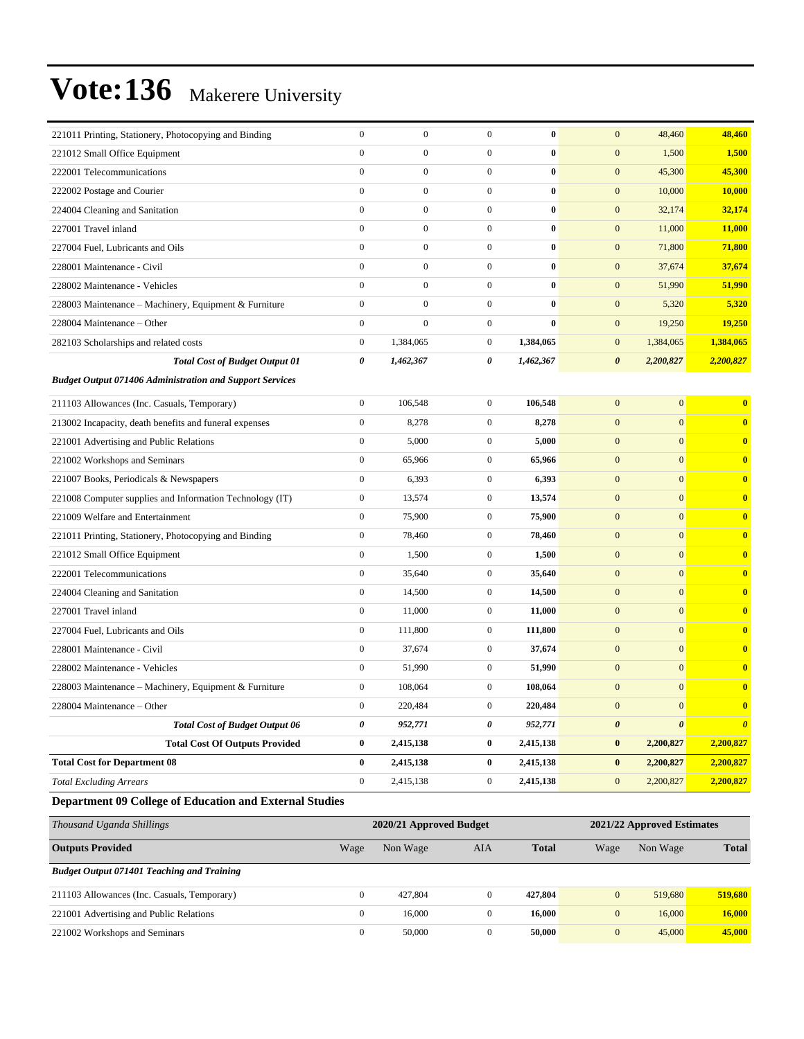| | | | | | | | |
|---|---|---|---|---|---|---|---|
| 221011 Printing, Stationery, Photocopying and Binding | 0 | 0 | 0 | **0** | 0 | 48,460 | **48,460** |
| 221012 Small Office Equipment | 0 | 0 | 0 | **0** | 0 | 1,500 | **1,500** |
| 222001 Telecommunications | 0 | 0 | 0 | **0** | 0 | 45,300 | **45,300** |
| 222002 Postage and Courier | 0 | 0 | 0 | **0** | 0 | 10,000 | **10,000** |
| 224004 Cleaning and Sanitation | 0 | 0 | 0 | **0** | 0 | 32,174 | **32,174** |
| 227001 Travel inland | 0 | 0 | 0 | **0** | 0 | 11,000 | **11,000** |
| 227004 Fuel, Lubricants and Oils | 0 | 0 | 0 | **0** | 0 | 71,800 | **71,800** |
| 228001 Maintenance - Civil | 0 | 0 | 0 | **0** | 0 | 37,674 | **37,674** |
| 228002 Maintenance - Vehicles | 0 | 0 | 0 | **0** | 0 | 51,990 | **51,990** |
| 228003 Maintenance – Machinery, Equipment & Furniture | 0 | 0 | 0 | **0** | 0 | 5,320 | **5,320** |
| 228004 Maintenance – Other | 0 | 0 | 0 | **0** | 0 | 19,250 | **19,250** |
| 282103 Scholarships and related costs | 0 | 1,384,065 | 0 | **1,384,065** | 0 | 1,384,065 | **1,384,065** |
| ***Total Cost of Budget Output 01*** | ***0*** | ***1,462,367*** | ***0*** | ***1,462,367*** | ***0*** | ***2,200,827*** | ***2,200,827*** |
| ***Budget Output 071406 Administration and Support Services*** | | | | | | | |
| 211103 Allowances (Inc. Casuals, Temporary) | 0 | 106,548 | 0 | **106,548** | 0 | 0 | **0** |
| 213002 Incapacity, death benefits and funeral expenses | 0 | 8,278 | 0 | **8,278** | 0 | 0 | **0** |
| 221001 Advertising and Public Relations | 0 | 5,000 | 0 | **5,000** | 0 | 0 | **0** |
| 221002 Workshops and Seminars | 0 | 65,966 | 0 | **65,966** | 0 | 0 | **0** |
| 221007 Books, Periodicals & Newspapers | 0 | 6,393 | 0 | **6,393** | 0 | 0 | **0** |
| 221008 Computer supplies and Information Technology (IT) | 0 | 13,574 | 0 | **13,574** | 0 | 0 | **0** |
| 221009 Welfare and Entertainment | 0 | 75,900 | 0 | **75,900** | 0 | 0 | **0** |
| 221011 Printing, Stationery, Photocopying and Binding | 0 | 78,460 | 0 | **78,460** | 0 | 0 | **0** |
| 221012 Small Office Equipment | 0 | 1,500 | 0 | **1,500** | 0 | 0 | **0** |
| 222001 Telecommunications | 0 | 35,640 | 0 | **35,640** | 0 | 0 | **0** |
| 224004 Cleaning and Sanitation | 0 | 14,500 | 0 | **14,500** | 0 | 0 | **0** |
| 227001 Travel inland | 0 | 11,000 | 0 | **11,000** | 0 | 0 | **0** |
| 227004 Fuel, Lubricants and Oils | 0 | 111,800 | 0 | **111,800** | 0 | 0 | **0** |
| 228001 Maintenance - Civil | 0 | 37,674 | 0 | **37,674** | 0 | 0 | **0** |
| 228002 Maintenance - Vehicles | 0 | 51,990 | 0 | **51,990** | 0 | 0 | **0** |
| 228003 Maintenance – Machinery, Equipment & Furniture | 0 | 108,064 | 0 | **108,064** | 0 | 0 | **0** |
| 228004 Maintenance – Other | 0 | 220,484 | 0 | **220,484** | 0 | 0 | **0** |
| ***Total Cost of Budget Output 06*** | ***0*** | ***952,771*** | ***0*** | ***952,771*** | ***0*** | ***0*** | ***0*** |
| **Total Cost Of Outputs Provided** | **0** | **2,415,138** | **0** | **2,415,138** | **0** | **2,200,827** | **2,200,827** |
| **Total Cost for Department 08** | **0** | **2,415,138** | **0** | **2,415,138** | **0** | **2,200,827** | **2,200,827** |
| *Total Excluding Arrears* | 0 | 2,415,138 | 0 | **2,415,138** | 0 | 2,200,827 | **2,200,827** |

### Department 09 College of Education and External Studies

| *Thousand Uganda Shillings* | 2020/21 Approved Budget | | | | 2021/22 Approved Estimates | | |
|---|---|---|---|---|---|---|---|
| **Outputs Provided** | Wage | Non Wage | AIA | **Total** | Wage | Non Wage | **Total** |
| ***Budget Output 071401 Teaching and Training*** | | | | | | | |
| 211103 Allowances (Inc. Casuals, Temporary) | 0 | 427,804 | 0 | **427,804** | 0 | 519,680 | **519,680** |
| 221001 Advertising and Public Relations | 0 | 16,000 | 0 | **16,000** | 0 | 16,000 | **16,000** |
| 221002 Workshops and Seminars | 0 | 50,000 | 0 | **50,000** | 0 | 45,000 | **45,000** |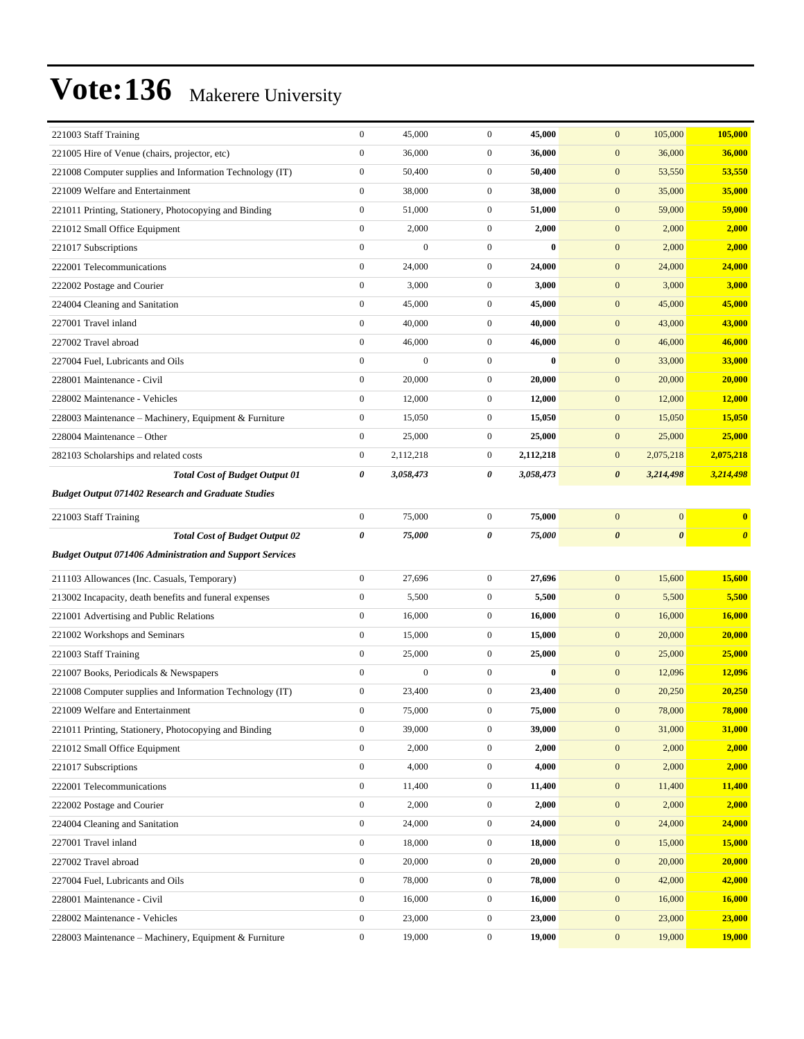# Vote:136 Makerere University

| | | | | | | | |
|---|---|---|---|---|---|---|---|
| 221003 Staff Training | 0 | 45,000 | 0 | **45,000** | 0 | 105,000 | **105,000** |
| 221005 Hire of Venue (chairs, projector, etc) | 0 | 36,000 | 0 | **36,000** | 0 | 36,000 | **36,000** |
| 221008 Computer supplies and Information Technology (IT) | 0 | 50,400 | 0 | **50,400** | 0 | 53,550 | **53,550** |
| 221009 Welfare and Entertainment | 0 | 38,000 | 0 | **38,000** | 0 | 35,000 | **35,000** |
| 221011 Printing, Stationery, Photocopying and Binding | 0 | 51,000 | 0 | **51,000** | 0 | 59,000 | **59,000** |
| 221012 Small Office Equipment | 0 | 2,000 | 0 | **2,000** | 0 | 2,000 | **2,000** |
| 221017 Subscriptions | 0 | 0 | 0 | **0** | 0 | 2,000 | **2,000** |
| 222001 Telecommunications | 0 | 24,000 | 0 | **24,000** | 0 | 24,000 | **24,000** |
| 222002 Postage and Courier | 0 | 3,000 | 0 | **3,000** | 0 | 3,000 | **3,000** |
| 224004 Cleaning and Sanitation | 0 | 45,000 | 0 | **45,000** | 0 | 45,000 | **45,000** |
| 227001 Travel inland | 0 | 40,000 | 0 | **40,000** | 0 | 43,000 | **43,000** |
| 227002 Travel abroad | 0 | 46,000 | 0 | **46,000** | 0 | 46,000 | **46,000** |
| 227004 Fuel, Lubricants and Oils | 0 | 0 | 0 | **0** | 0 | 33,000 | **33,000** |
| 228001 Maintenance - Civil | 0 | 20,000 | 0 | **20,000** | 0 | 20,000 | **20,000** |
| 228002 Maintenance - Vehicles | 0 | 12,000 | 0 | **12,000** | 0 | 12,000 | **12,000** |
| 228003 Maintenance – Machinery, Equipment & Furniture | 0 | 15,050 | 0 | **15,050** | 0 | 15,050 | **15,050** |
| 228004 Maintenance – Other | 0 | 25,000 | 0 | **25,000** | 0 | 25,000 | **25,000** |
| 282103 Scholarships and related costs | 0 | 2,112,218 | 0 | **2,112,218** | 0 | 2,075,218 | **2,075,218** |
| ***Total Cost of Budget Output 01*** | ***0*** | ***3,058,473*** | ***0*** | ***3,058,473*** | ***0*** | ***3,214,498*** | ***3,214,498*** |
| ***Budget Output 071402 Research and Graduate Studies*** | | | | | | | |
| 221003 Staff Training | 0 | 75,000 | 0 | **75,000** | 0 | 0 | **0** |
| ***Total Cost of Budget Output 02*** | ***0*** | ***75,000*** | ***0*** | ***75,000*** | ***0*** | ***0*** | ***0*** |
| ***Budget Output 071406 Administration and Support Services*** | | | | | | | |
| 211103 Allowances (Inc. Casuals, Temporary) | 0 | 27,696 | 0 | **27,696** | 0 | 15,600 | **15,600** |
| 213002 Incapacity, death benefits and funeral expenses | 0 | 5,500 | 0 | **5,500** | 0 | 5,500 | **5,500** |
| 221001 Advertising and Public Relations | 0 | 16,000 | 0 | **16,000** | 0 | 16,000 | **16,000** |
| 221002 Workshops and Seminars | 0 | 15,000 | 0 | **15,000** | 0 | 20,000 | **20,000** |
| 221003 Staff Training | 0 | 25,000 | 0 | **25,000** | 0 | 25,000 | **25,000** |
| 221007 Books, Periodicals & Newspapers | 0 | 0 | 0 | **0** | 0 | 12,096 | **12,096** |
| 221008 Computer supplies and Information Technology (IT) | 0 | 23,400 | 0 | **23,400** | 0 | 20,250 | **20,250** |
| 221009 Welfare and Entertainment | 0 | 75,000 | 0 | **75,000** | 0 | 78,000 | **78,000** |
| 221011 Printing, Stationery, Photocopying and Binding | 0 | 39,000 | 0 | **39,000** | 0 | 31,000 | **31,000** |
| 221012 Small Office Equipment | 0 | 2,000 | 0 | **2,000** | 0 | 2,000 | **2,000** |
| 221017 Subscriptions | 0 | 4,000 | 0 | **4,000** | 0 | 2,000 | **2,000** |
| 222001 Telecommunications | 0 | 11,400 | 0 | **11,400** | 0 | 11,400 | **11,400** |
| 222002 Postage and Courier | 0 | 2,000 | 0 | **2,000** | 0 | 2,000 | **2,000** |
| 224004 Cleaning and Sanitation | 0 | 24,000 | 0 | **24,000** | 0 | 24,000 | **24,000** |
| 227001 Travel inland | 0 | 18,000 | 0 | **18,000** | 0 | 15,000 | **15,000** |
| 227002 Travel abroad | 0 | 20,000 | 0 | **20,000** | 0 | 20,000 | **20,000** |
| 227004 Fuel, Lubricants and Oils | 0 | 78,000 | 0 | **78,000** | 0 | 42,000 | **42,000** |
| 228001 Maintenance - Civil | 0 | 16,000 | 0 | **16,000** | 0 | 16,000 | **16,000** |
| 228002 Maintenance - Vehicles | 0 | 23,000 | 0 | **23,000** | 0 | 23,000 | **23,000** |
| 228003 Maintenance – Machinery, Equipment & Furniture | 0 | 19,000 | 0 | **19,000** | 0 | 19,000 | **19,000** |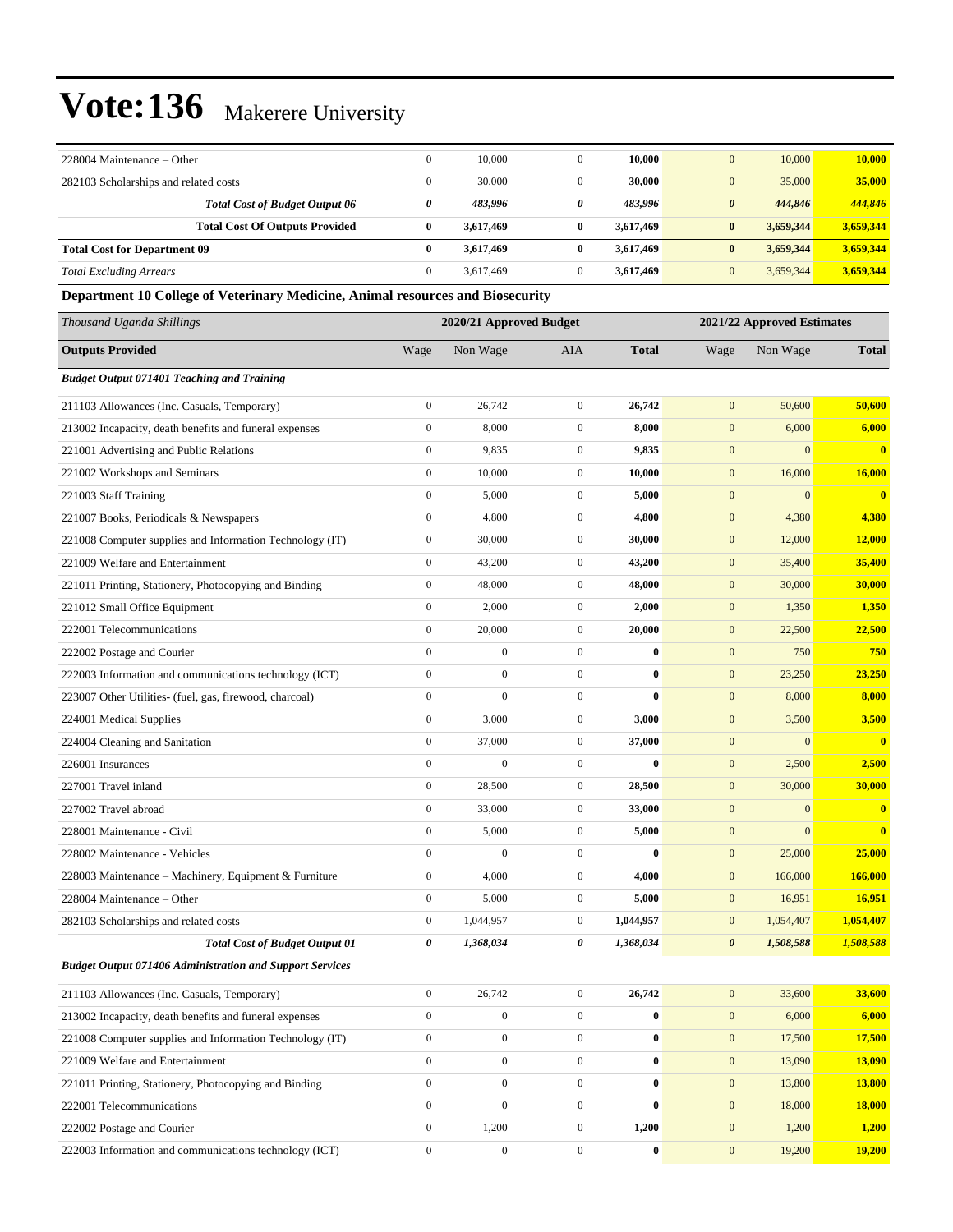# Vote:136 Makerere University

| | | | | | | | |
|---|---|---|---|---|---|---|---|
| 228004 Maintenance – Other | 0 | 10,000 | 0 | **10,000** | 0 | 10,000 | **10,000** |
| 282103 Scholarships and related costs | 0 | 30,000 | 0 | **30,000** | 0 | 35,000 | **35,000** |
| ***Total Cost of Budget Output 06*** | ***0*** | ***483,996*** | ***0*** | ***483,996*** | ***0*** | ***444,846*** | ***444,846*** |
| **Total Cost Of Outputs Provided** | **0** | **3,617,469** | **0** | **3,617,469** | **0** | **3,659,344** | **3,659,344** |
| **Total Cost for Department 09** | **0** | **3,617,469** | **0** | **3,617,469** | **0** | **3,659,344** | **3,659,344** |
| *Total Excluding Arrears* | 0 | 3,617,469 | 0 | **3,617,469** | 0 | 3,659,344 | **3,659,344** |

**Department 10 College of Veterinary Medicine, Animal resources and Biosecurity**

| *Thousand Uganda Shillings* | 2020/21 Approved Budget | | | | 2021/22 Approved Estimates | | |
|---|---|---|---|---|---|---|---|
| **Outputs Provided** | Wage | Non Wage | AIA | **Total** | Wage | Non Wage | **Total** |
| ***Budget Output 071401 Teaching and Training*** | | | | | | | |
| 211103 Allowances (Inc. Casuals, Temporary) | 0 | 26,742 | 0 | **26,742** | 0 | 50,600 | **50,600** |
| 213002 Incapacity, death benefits and funeral expenses | 0 | 8,000 | 0 | **8,000** | 0 | 6,000 | **6,000** |
| 221001 Advertising and Public Relations | 0 | 9,835 | 0 | **9,835** | 0 | 0 | **0** |
| 221002 Workshops and Seminars | 0 | 10,000 | 0 | **10,000** | 0 | 16,000 | **16,000** |
| 221003 Staff Training | 0 | 5,000 | 0 | **5,000** | 0 | 0 | **0** |
| 221007 Books, Periodicals & Newspapers | 0 | 4,800 | 0 | **4,800** | 0 | 4,380 | **4,380** |
| 221008 Computer supplies and Information Technology (IT) | 0 | 30,000 | 0 | **30,000** | 0 | 12,000 | **12,000** |
| 221009 Welfare and Entertainment | 0 | 43,200 | 0 | **43,200** | 0 | 35,400 | **35,400** |
| 221011 Printing, Stationery, Photocopying and Binding | 0 | 48,000 | 0 | **48,000** | 0 | 30,000 | **30,000** |
| 221012 Small Office Equipment | 0 | 2,000 | 0 | **2,000** | 0 | 1,350 | **1,350** |
| 222001 Telecommunications | 0 | 20,000 | 0 | **20,000** | 0 | 22,500 | **22,500** |
| 222002 Postage and Courier | 0 | 0 | 0 | **0** | 0 | 750 | **750** |
| 222003 Information and communications technology (ICT) | 0 | 0 | 0 | **0** | 0 | 23,250 | **23,250** |
| 223007 Other Utilities- (fuel, gas, firewood, charcoal) | 0 | 0 | 0 | **0** | 0 | 8,000 | **8,000** |
| 224001 Medical Supplies | 0 | 3,000 | 0 | **3,000** | 0 | 3,500 | **3,500** |
| 224004 Cleaning and Sanitation | 0 | 37,000 | 0 | **37,000** | 0 | 0 | **0** |
| 226001 Insurances | 0 | 0 | 0 | **0** | 0 | 2,500 | **2,500** |
| 227001 Travel inland | 0 | 28,500 | 0 | **28,500** | 0 | 30,000 | **30,000** |
| 227002 Travel abroad | 0 | 33,000 | 0 | **33,000** | 0 | 0 | **0** |
| 228001 Maintenance - Civil | 0 | 5,000 | 0 | **5,000** | 0 | 0 | **0** |
| 228002 Maintenance - Vehicles | 0 | 0 | 0 | **0** | 0 | 25,000 | **25,000** |
| 228003 Maintenance – Machinery, Equipment & Furniture | 0 | 4,000 | 0 | **4,000** | 0 | 166,000 | **166,000** |
| 228004 Maintenance – Other | 0 | 5,000 | 0 | **5,000** | 0 | 16,951 | **16,951** |
| 282103 Scholarships and related costs | 0 | 1,044,957 | 0 | **1,044,957** | 0 | 1,054,407 | **1,054,407** |
| ***Total Cost of Budget Output 01*** | ***0*** | ***1,368,034*** | ***0*** | ***1,368,034*** | ***0*** | ***1,508,588*** | ***1,508,588*** |
| ***Budget Output 071406 Administration and Support Services*** | | | | | | | |
| 211103 Allowances (Inc. Casuals, Temporary) | 0 | 26,742 | 0 | **26,742** | 0 | 33,600 | **33,600** |
| 213002 Incapacity, death benefits and funeral expenses | 0 | 0 | 0 | **0** | 0 | 6,000 | **6,000** |
| 221008 Computer supplies and Information Technology (IT) | 0 | 0 | 0 | **0** | 0 | 17,500 | **17,500** |
| 221009 Welfare and Entertainment | 0 | 0 | 0 | **0** | 0 | 13,090 | **13,090** |
| 221011 Printing, Stationery, Photocopying and Binding | 0 | 0 | 0 | **0** | 0 | 13,800 | **13,800** |
| 222001 Telecommunications | 0 | 0 | 0 | **0** | 0 | 18,000 | **18,000** |
| 222002 Postage and Courier | 0 | 1,200 | 0 | **1,200** | 0 | 1,200 | **1,200** |
| 222003 Information and communications technology (ICT) | 0 | 0 | 0 | **0** | 0 | 19,200 | **19,200** |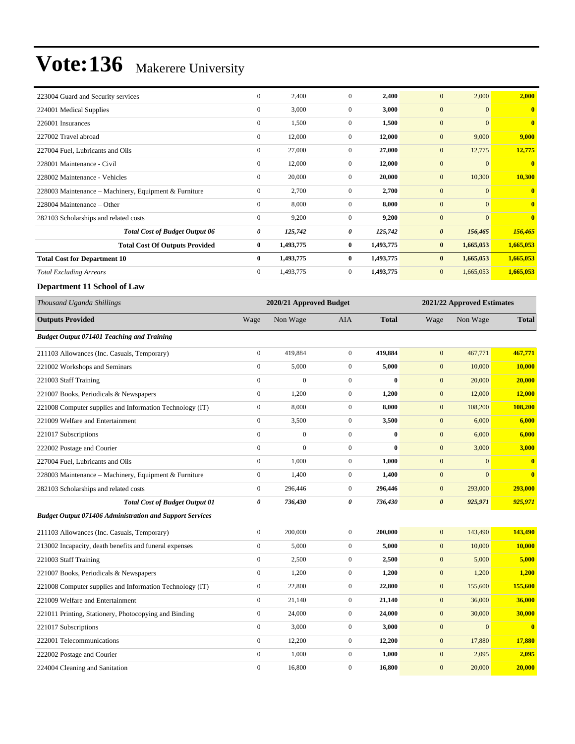# Vote:136 Makerere University

| | | | | | | | |
|---|---|---|---|---|---|---|---|
| 223004 Guard and Security services | 0 | 2,400 | 0 | **2,400** | 0 | 2,000 | **2,000** |
| 224001 Medical Supplies | 0 | 3,000 | 0 | **3,000** | 0 | 0 | **0** |
| 226001 Insurances | 0 | 1,500 | 0 | **1,500** | 0 | 0 | **0** |
| 227002 Travel abroad | 0 | 12,000 | 0 | **12,000** | 0 | 9,000 | **9,000** |
| 227004 Fuel, Lubricants and Oils | 0 | 27,000 | 0 | **27,000** | 0 | 12,775 | **12,775** |
| 228001 Maintenance - Civil | 0 | 12,000 | 0 | **12,000** | 0 | 0 | **0** |
| 228002 Maintenance - Vehicles | 0 | 20,000 | 0 | **20,000** | 0 | 10,300 | **10,300** |
| 228003 Maintenance – Machinery, Equipment & Furniture | 0 | 2,700 | 0 | **2,700** | 0 | 0 | **0** |
| 228004 Maintenance – Other | 0 | 8,000 | 0 | **8,000** | 0 | 0 | **0** |
| 282103 Scholarships and related costs | 0 | 9,200 | 0 | **9,200** | 0 | 0 | **0** |
| ***Total Cost of Budget Output 06*** | ***0*** | ***125,742*** | ***0*** | ***125,742*** | ***0*** | ***156,465*** | ***156,465*** |
| **Total Cost Of Outputs Provided** | **0** | **1,493,775** | **0** | **1,493,775** | **0** | **1,665,053** | **1,665,053** |
| **Total Cost for Department 10** | **0** | **1,493,775** | **0** | **1,493,775** | **0** | **1,665,053** | **1,665,053** |
| *Total Excluding Arrears* | 0 | 1,493,775 | 0 | **1,493,775** | 0 | 1,665,053 | **1,665,053** |

**Department 11 School of Law**

| *Thousand Uganda Shillings* | 2020/21 Approved Budget | | | | 2021/22 Approved Estimates | | |
|---|---|---|---|---|---|---|---|
| **Outputs Provided** | Wage | Non Wage | AIA | **Total** | Wage | Non Wage | **Total** |
| ***Budget Output 071401 Teaching and Training*** | | | | | | | |
| 211103 Allowances (Inc. Casuals, Temporary) | 0 | 419,884 | 0 | **419,884** | 0 | 467,771 | **467,771** |
| 221002 Workshops and Seminars | 0 | 5,000 | 0 | **5,000** | 0 | 10,000 | **10,000** |
| 221003 Staff Training | 0 | 0 | 0 | **0** | 0 | 20,000 | **20,000** |
| 221007 Books, Periodicals & Newspapers | 0 | 1,200 | 0 | **1,200** | 0 | 12,000 | **12,000** |
| 221008 Computer supplies and Information Technology (IT) | 0 | 8,000 | 0 | **8,000** | 0 | 108,200 | **108,200** |
| 221009 Welfare and Entertainment | 0 | 3,500 | 0 | **3,500** | 0 | 6,000 | **6,000** |
| 221017 Subscriptions | 0 | 0 | 0 | **0** | 0 | 6,000 | **6,000** |
| 222002 Postage and Courier | 0 | 0 | 0 | **0** | 0 | 3,000 | **3,000** |
| 227004 Fuel, Lubricants and Oils | 0 | 1,000 | 0 | **1,000** | 0 | 0 | **0** |
| 228003 Maintenance – Machinery, Equipment & Furniture | 0 | 1,400 | 0 | **1,400** | 0 | 0 | **0** |
| 282103 Scholarships and related costs | 0 | 296,446 | 0 | **296,446** | 0 | 293,000 | **293,000** |
| ***Total Cost of Budget Output 01*** | ***0*** | ***736,430*** | ***0*** | ***736,430*** | ***0*** | ***925,971*** | ***925,971*** |
| ***Budget Output 071406 Administration and Support Services*** | | | | | | | |
| 211103 Allowances (Inc. Casuals, Temporary) | 0 | 200,000 | 0 | **200,000** | 0 | 143,490 | **143,490** |
| 213002 Incapacity, death benefits and funeral expenses | 0 | 5,000 | 0 | **5,000** | 0 | 10,000 | **10,000** |
| 221003 Staff Training | 0 | 2,500 | 0 | **2,500** | 0 | 5,000 | **5,000** |
| 221007 Books, Periodicals & Newspapers | 0 | 1,200 | 0 | **1,200** | 0 | 1,200 | **1,200** |
| 221008 Computer supplies and Information Technology (IT) | 0 | 22,800 | 0 | **22,800** | 0 | 155,600 | **155,600** |
| 221009 Welfare and Entertainment | 0 | 21,140 | 0 | **21,140** | 0 | 36,000 | **36,000** |
| 221011 Printing, Stationery, Photocopying and Binding | 0 | 24,000 | 0 | **24,000** | 0 | 30,000 | **30,000** |
| 221017 Subscriptions | 0 | 3,000 | 0 | **3,000** | 0 | 0 | **0** |
| 222001 Telecommunications | 0 | 12,200 | 0 | **12,200** | 0 | 17,880 | **17,880** |
| 222002 Postage and Courier | 0 | 1,000 | 0 | **1,000** | 0 | 2,095 | **2,095** |
| 224004 Cleaning and Sanitation | 0 | 16,800 | 0 | **16,800** | 0 | 20,000 | **20,000** |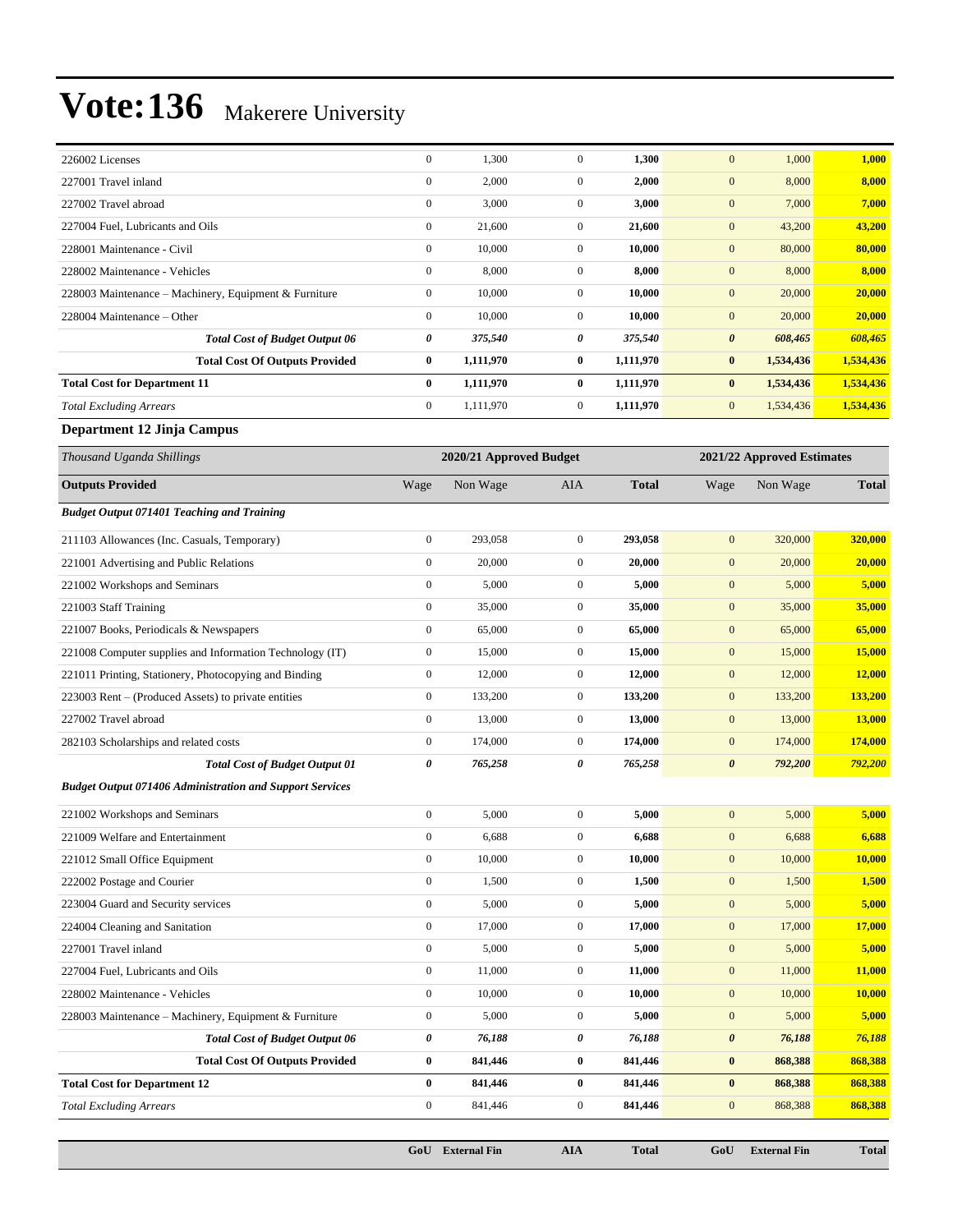# Vote:136 Makerere University

| | | | | | | | |
|---|---|---|---|---|---|---|---|
| 226002 Licenses | 0 | 1,300 | 0 | **1,300** | 0 | 1,000 | **1,000** |
| 227001 Travel inland | 0 | 2,000 | 0 | **2,000** | 0 | 8,000 | **8,000** |
| 227002 Travel abroad | 0 | 3,000 | 0 | **3,000** | 0 | 7,000 | **7,000** |
| 227004 Fuel, Lubricants and Oils | 0 | 21,600 | 0 | **21,600** | 0 | 43,200 | **43,200** |
| 228001 Maintenance - Civil | 0 | 10,000 | 0 | **10,000** | 0 | 80,000 | **80,000** |
| 228002 Maintenance - Vehicles | 0 | 8,000 | 0 | **8,000** | 0 | 8,000 | **8,000** |
| 228003 Maintenance – Machinery, Equipment & Furniture | 0 | 10,000 | 0 | **10,000** | 0 | 20,000 | **20,000** |
| 228004 Maintenance – Other | 0 | 10,000 | 0 | **10,000** | 0 | 20,000 | **20,000** |
| ***Total Cost of Budget Output 06*** | ***0*** | ***375,540*** | ***0*** | ***375,540*** | ***0*** | ***608,465*** | ***608,465*** |
| **Total Cost Of Outputs Provided** | **0** | **1,111,970** | **0** | **1,111,970** | **0** | **1,534,436** | **1,534,436** |
| **Total Cost for Department 11** | **0** | **1,111,970** | **0** | **1,111,970** | **0** | **1,534,436** | **1,534,436** |
| *Total Excluding Arrears* | 0 | 1,111,970 | 0 | **1,111,970** | 0 | 1,534,436 | **1,534,436** |

**Department 12 Jinja Campus**

| *Thousand Uganda Shillings* | 2020/21 Approved Budget | | | | 2021/22 Approved Estimates | | |
|---|---|---|---|---|---|---|---|
| **Outputs Provided** | Wage | Non Wage | AIA | **Total** | Wage | Non Wage | **Total** |
| ***Budget Output 071401 Teaching and Training*** | | | | | | | |
| 211103 Allowances (Inc. Casuals, Temporary) | 0 | 293,058 | 0 | **293,058** | 0 | 320,000 | **320,000** |
| 221001 Advertising and Public Relations | 0 | 20,000 | 0 | **20,000** | 0 | 20,000 | **20,000** |
| 221002 Workshops and Seminars | 0 | 5,000 | 0 | **5,000** | 0 | 5,000 | **5,000** |
| 221003 Staff Training | 0 | 35,000 | 0 | **35,000** | 0 | 35,000 | **35,000** |
| 221007 Books, Periodicals & Newspapers | 0 | 65,000 | 0 | **65,000** | 0 | 65,000 | **65,000** |
| 221008 Computer supplies and Information Technology (IT) | 0 | 15,000 | 0 | **15,000** | 0 | 15,000 | **15,000** |
| 221011 Printing, Stationery, Photocopying and Binding | 0 | 12,000 | 0 | **12,000** | 0 | 12,000 | **12,000** |
| 223003 Rent – (Produced Assets) to private entities | 0 | 133,200 | 0 | **133,200** | 0 | 133,200 | **133,200** |
| 227002 Travel abroad | 0 | 13,000 | 0 | **13,000** | 0 | 13,000 | **13,000** |
| 282103 Scholarships and related costs | 0 | 174,000 | 0 | **174,000** | 0 | 174,000 | **174,000** |
| ***Total Cost of Budget Output 01*** | ***0*** | ***765,258*** | ***0*** | ***765,258*** | ***0*** | ***792,200*** | ***792,200*** |
| ***Budget Output 071406 Administration and Support Services*** | | | | | | | |
| 221002 Workshops and Seminars | 0 | 5,000 | 0 | **5,000** | 0 | 5,000 | **5,000** |
| 221009 Welfare and Entertainment | 0 | 6,688 | 0 | **6,688** | 0 | 6,688 | **6,688** |
| 221012 Small Office Equipment | 0 | 10,000 | 0 | **10,000** | 0 | 10,000 | **10,000** |
| 222002 Postage and Courier | 0 | 1,500 | 0 | **1,500** | 0 | 1,500 | **1,500** |
| 223004 Guard and Security services | 0 | 5,000 | 0 | **5,000** | 0 | 5,000 | **5,000** |
| 224004 Cleaning and Sanitation | 0 | 17,000 | 0 | **17,000** | 0 | 17,000 | **17,000** |
| 227001 Travel inland | 0 | 5,000 | 0 | **5,000** | 0 | 5,000 | **5,000** |
| 227004 Fuel, Lubricants and Oils | 0 | 11,000 | 0 | **11,000** | 0 | 11,000 | **11,000** |
| 228002 Maintenance - Vehicles | 0 | 10,000 | 0 | **10,000** | 0 | 10,000 | **10,000** |
| 228003 Maintenance – Machinery, Equipment & Furniture | 0 | 5,000 | 0 | **5,000** | 0 | 5,000 | **5,000** |
| ***Total Cost of Budget Output 06*** | ***0*** | ***76,188*** | ***0*** | ***76,188*** | ***0*** | ***76,188*** | ***76,188*** |
| **Total Cost Of Outputs Provided** | **0** | **841,446** | **0** | **841,446** | **0** | **868,388** | **868,388** |
| **Total Cost for Department 12** | **0** | **841,446** | **0** | **841,446** | **0** | **868,388** | **868,388** |
| *Total Excluding Arrears* | 0 | 841,446 | 0 | **841,446** | 0 | 868,388 | **868,388** |

| | GoU | External Fin | AIA | Total | GoU | External Fin | Total |
|---|---|---|---|---|---|---|---|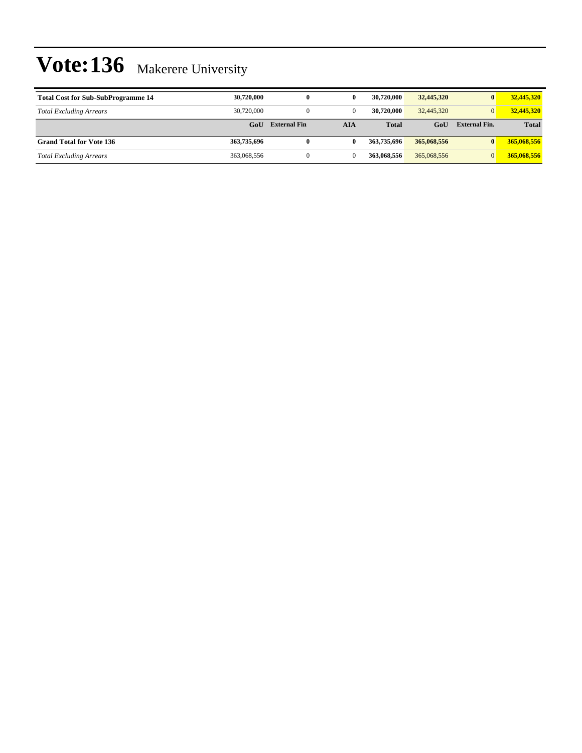# Vote:136 Makerere University

| | | | | | | | |
|---|---|---|---|---|---|---|---|
| **Total Cost for Sub-SubProgramme 14** | **30,720,000** | **0** | **0** | **30,720,000** | **32,445,320** | **0** | **32,445,320** |
| *Total Excluding Arrears* | 30,720,000 | 0 | 0 | **30,720,000** | 32,445,320 | 0 | **32,445,320** |
| | **GoU** | **External Fin** | **AIA** | **Total** | **GoU** | **External Fin.** | **Total** |
| **Grand Total for Vote 136** | **363,735,696** | **0** | **0** | **363,735,696** | **365,068,556** | **0** | **365,068,556** |
| *Total Excluding Arrears* | 363,068,556 | 0 | 0 | **363,068,556** | 365,068,556 | 0 | **365,068,556** |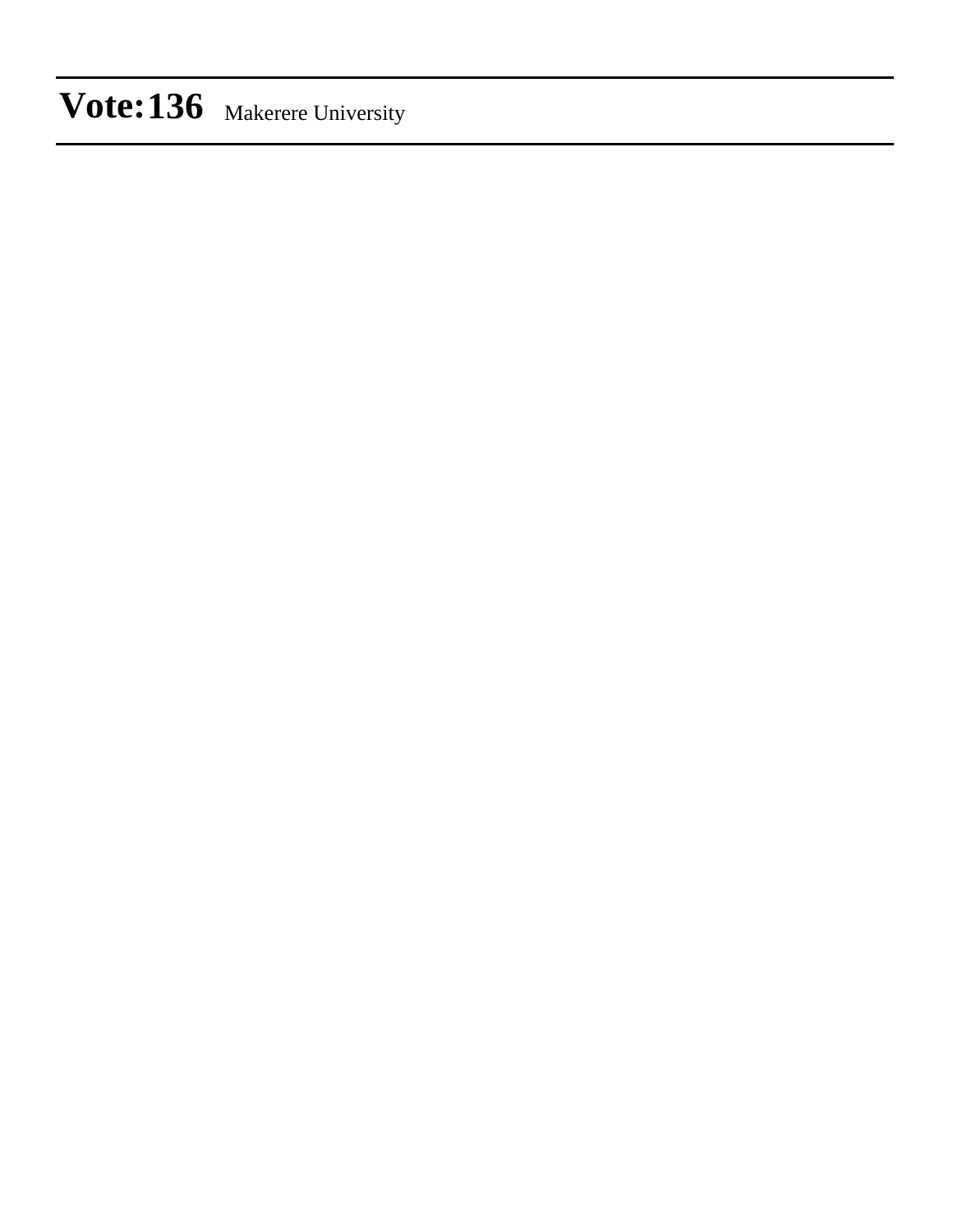# Vote:136 Makerere University